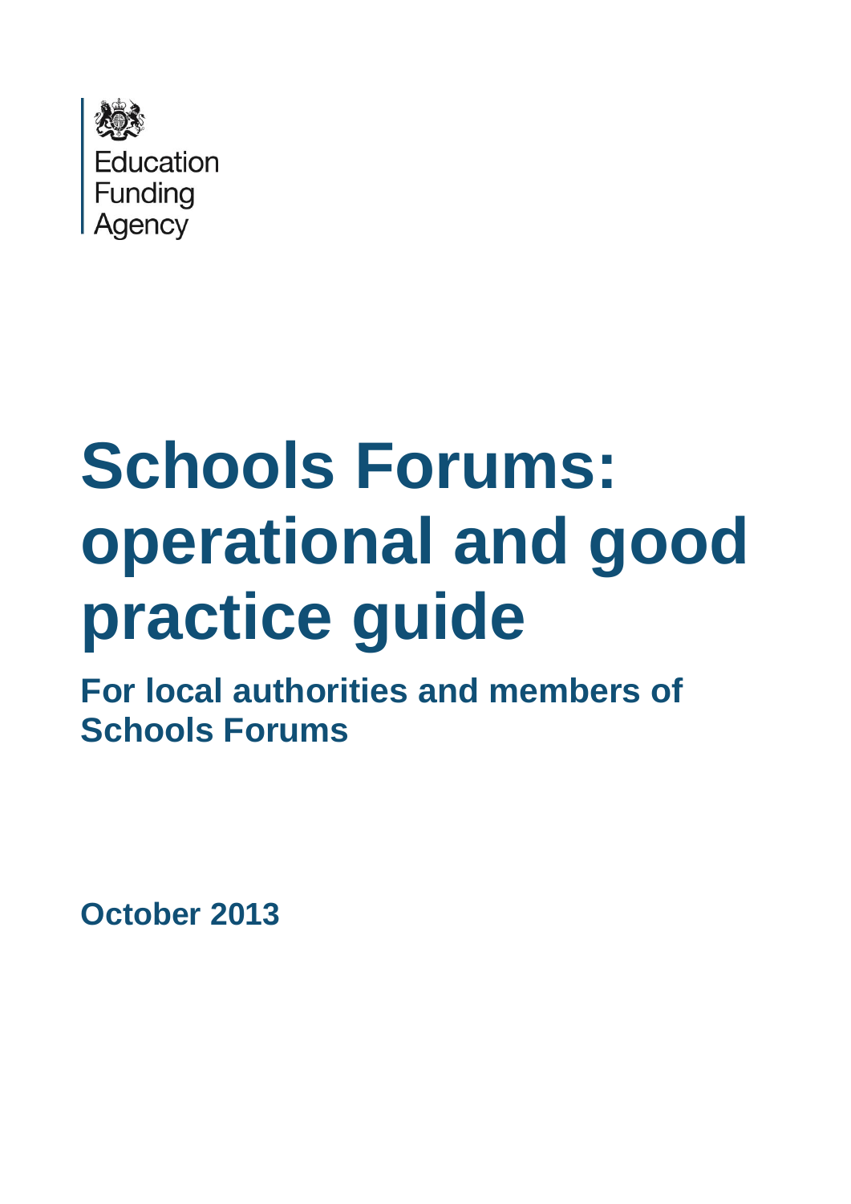Education
Funding
Agency

# Schools Forums: operational and good practice guide

## For local authorities and members of Schools Forums

**October 2013**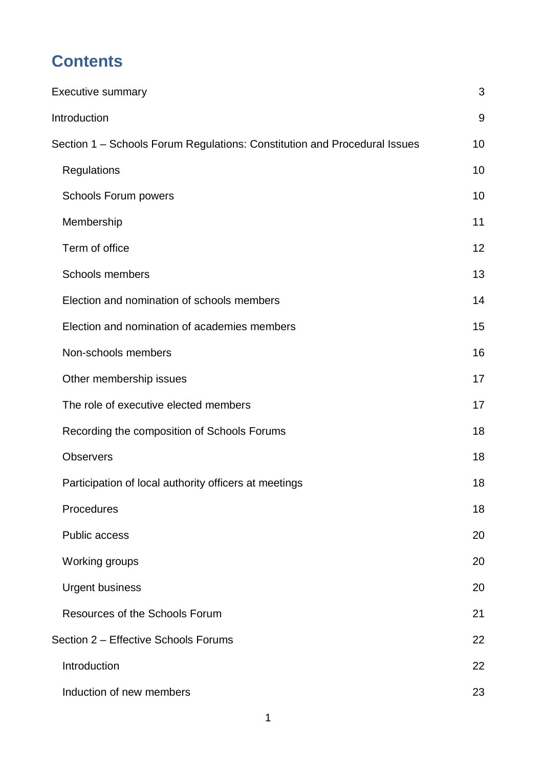# Contents

| | |
|---|---|
| Executive summary | 3 |
| Introduction | 9 |
| Section 1 – Schools Forum Regulations: Constitution and Procedural Issues | 10 |
| Regulations | 10 |
| Schools Forum powers | 10 |
| Membership | 11 |
| Term of office | 12 |
| Schools members | 13 |
| Election and nomination of schools members | 14 |
| Election and nomination of academies members | 15 |
| Non-schools members | 16 |
| Other membership issues | 17 |
| The role of executive elected members | 17 |
| Recording the composition of Schools Forums | 18 |
| Observers | 18 |
| Participation of local authority officers at meetings | 18 |
| Procedures | 18 |
| Public access | 20 |
| Working groups | 20 |
| Urgent business | 20 |
| Resources of the Schools Forum | 21 |
| Section 2 – Effective Schools Forums | 22 |
| Introduction | 22 |
| Induction of new members | 23 |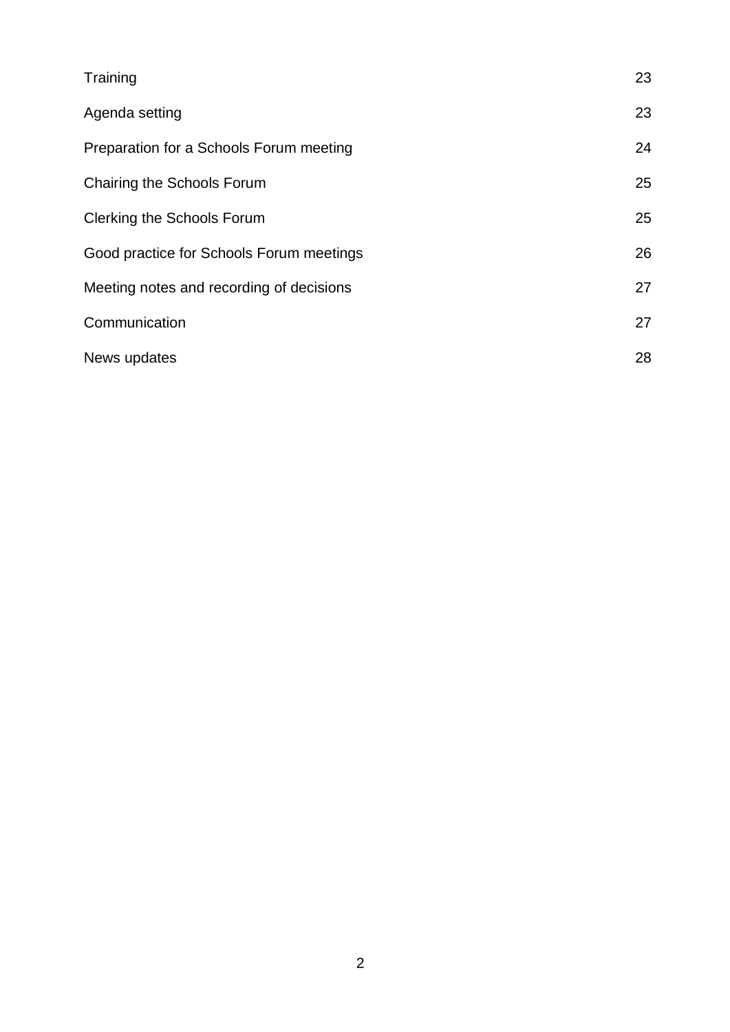| | |
|---|---|
| Training | 23 |
| Agenda setting | 23 |
| Preparation for a Schools Forum meeting | 24 |
| Chairing the Schools Forum | 25 |
| Clerking the Schools Forum | 25 |
| Good practice for Schools Forum meetings | 26 |
| Meeting notes and recording of decisions | 27 |
| Communication | 27 |
| News updates | 28 |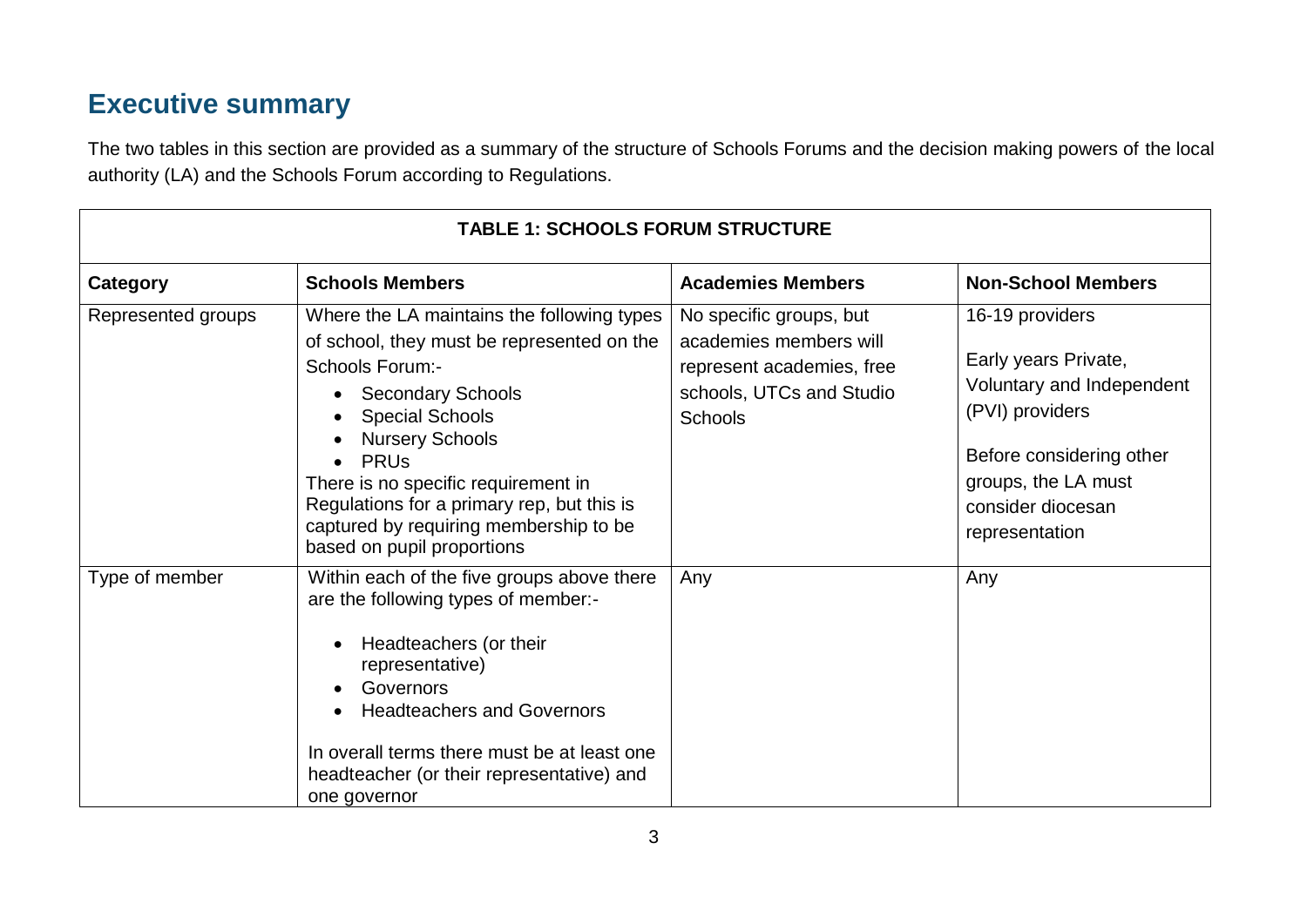# Executive summary

The two tables in this section are provided as a summary of the structure of Schools Forums and the decision making powers of the local authority (LA) and the Schools Forum according to Regulations.

| TABLE 1: SCHOOLS FORUM STRUCTURE | | | |
|---|---|---|---|
| **Category** | **Schools Members** | **Academies Members** | **Non-School Members** |
| Represented groups | Where the LA maintains the following types of school, they must be represented on the Schools Forum:-<br>• Secondary Schools<br>• Special Schools<br>• Nursery Schools<br>• PRUs<br>There is no specific requirement in Regulations for a primary rep, but this is captured by requiring membership to be based on pupil proportions | No specific groups, but academies members will represent academies, free schools, UTCs and Studio Schools | 16-19 providers<br><br>Early years Private, Voluntary and Independent (PVI) providers<br><br>Before considering other groups, the LA must consider diocesan representation |
| Type of member | Within each of the five groups above there are the following types of member:-<br>• Headteachers (or their representative)<br>• Governors<br>• Headteachers and Governors<br><br>In overall terms there must be at least one headteacher (or their representative) and one governor | Any | Any |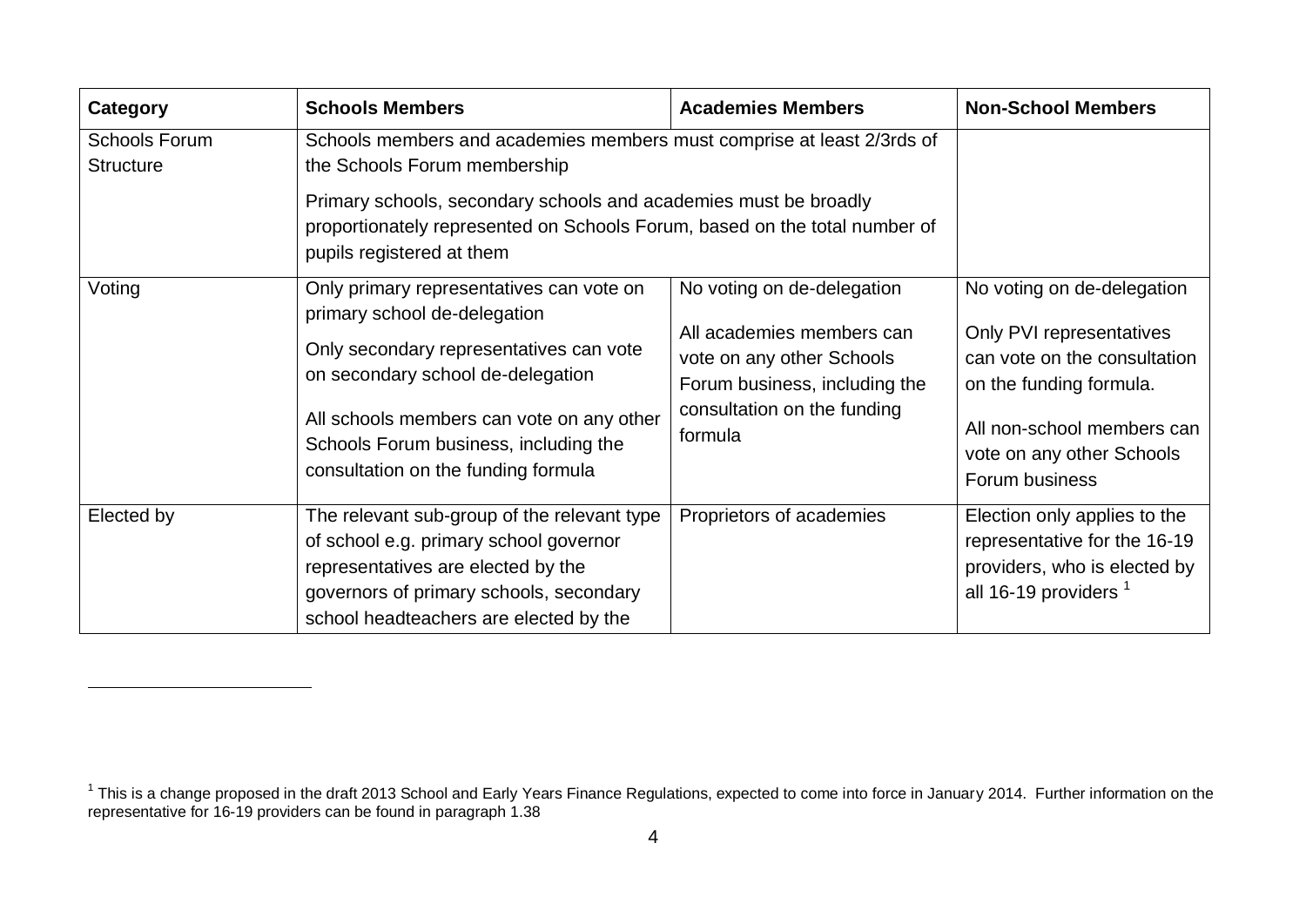| Category | Schools Members | Academies Members | Non-School Members |
| --- | --- | --- | --- |
| Schools Forum Structure | Schools members and academies members must comprise at least 2/3rds of the Schools Forum membership<br><br>Primary schools, secondary schools and academies must be broadly proportionately represented on Schools Forum, based on the total number of pupils registered at them | | |
| Voting | Only primary representatives can vote on primary school de-delegation<br><br>Only secondary representatives can vote on secondary school de-delegation<br><br>All schools members can vote on any other Schools Forum business, including the consultation on the funding formula | No voting on de-delegation<br><br>All academies members can vote on any other Schools Forum business, including the consultation on the funding formula | No voting on de-delegation<br><br>Only PVI representatives can vote on the consultation on the funding formula.<br><br>All non-school members can vote on any other Schools Forum business |
| Elected by | The relevant sub-group of the relevant type of school e.g. primary school governor representatives are elected by the governors of primary schools, secondary school headteachers are elected by the | Proprietors of academies | Election only applies to the representative for the 16-19 providers, who is elected by all 16-19 providers [1] |

[1] This is a change proposed in the draft 2013 School and Early Years Finance Regulations, expected to come into force in January 2014. Further information on the representative for 16-19 providers can be found in paragraph 1.38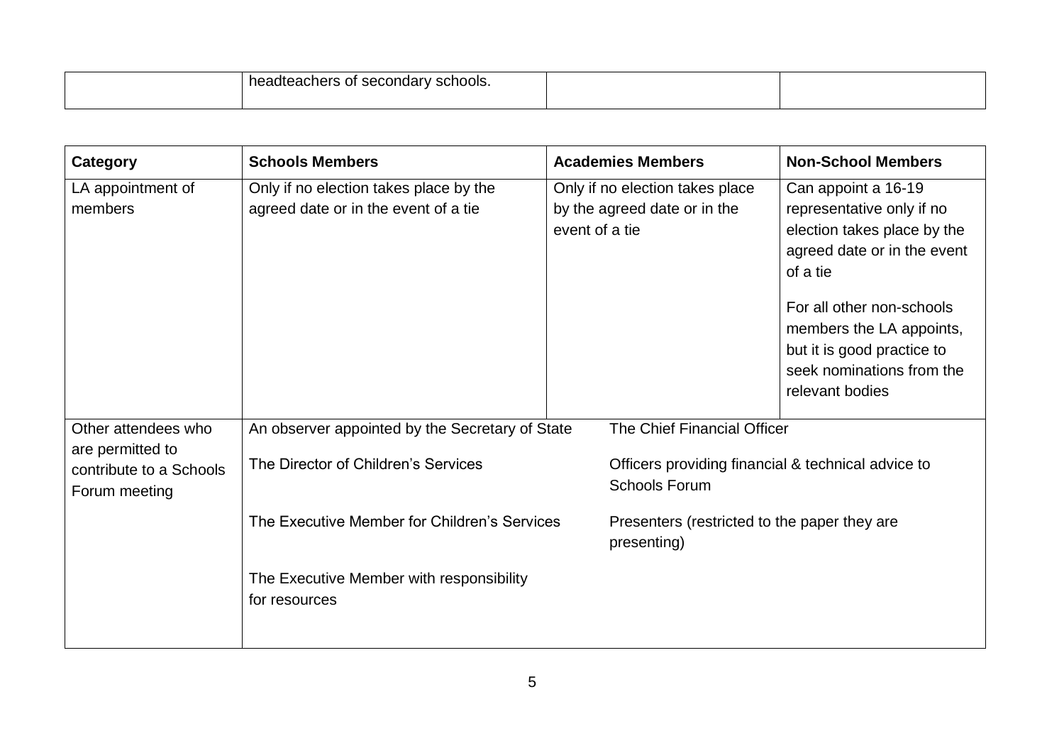| | headteachers of secondary schools. | | |
|---|---|---|---|

| Category | Schools Members | Academies Members | Non-School Members |
|---|---|---|---|
| LA appointment of members | Only if no election takes place by the agreed date or in the event of a tie | Only if no election takes place by the agreed date or in the event of a tie | Can appoint a 16-19 representative only if no election takes place by the agreed date or in the event of a tie<br><br>For all other non-schools members the LA appoints, but it is good practice to seek nominations from the relevant bodies |
| Other attendees who are permitted to contribute to a Schools Forum meeting | An observer appointed by the Secretary of State<br><br>The Director of Children's Services<br><br>The Executive Member for Children's Services<br><br>The Executive Member with responsibility for resources | The Chief Financial Officer<br><br>Officers providing financial & technical advice to Schools Forum<br><br>Presenters (restricted to the paper they are presenting) | |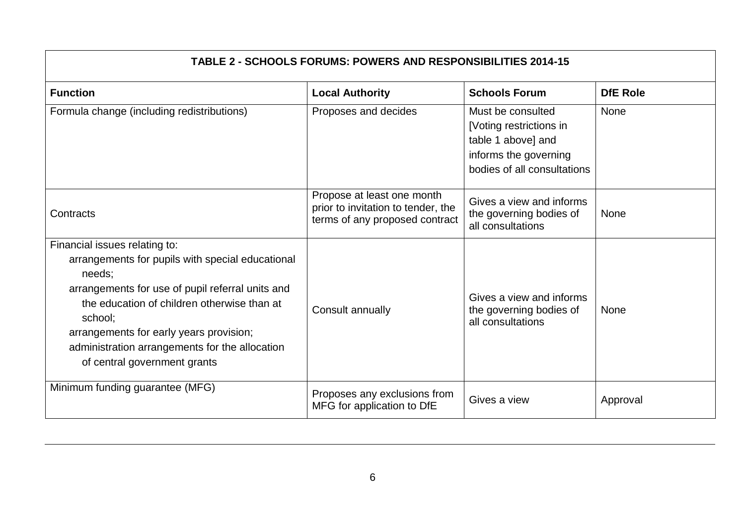| TABLE 2 - SCHOOLS FORUMS: POWERS AND RESPONSIBILITIES 2014-15 | | | |
|---|---|---|---|
| **Function** | **Local Authority** | **Schools Forum** | **DfE Role** |
| Formula change (including redistributions) | Proposes and decides | Must be consulted [Voting restrictions in table 1 above] and informs the governing bodies of all consultations | None |
| Contracts | Propose at least one month prior to invitation to tender, the terms of any proposed contract | Gives a view and informs the governing bodies of all consultations | None |
| Financial issues relating to:<br>arrangements for pupils with special educational needs;<br>arrangements for use of pupil referral units and the education of children otherwise than at school;<br>arrangements for early years provision;<br>administration arrangements for the allocation of central government grants | Consult annually | Gives a view and informs the governing bodies of all consultations | None |
| Minimum funding guarantee (MFG) | Proposes any exclusions from MFG for application to DfE | Gives a view | Approval |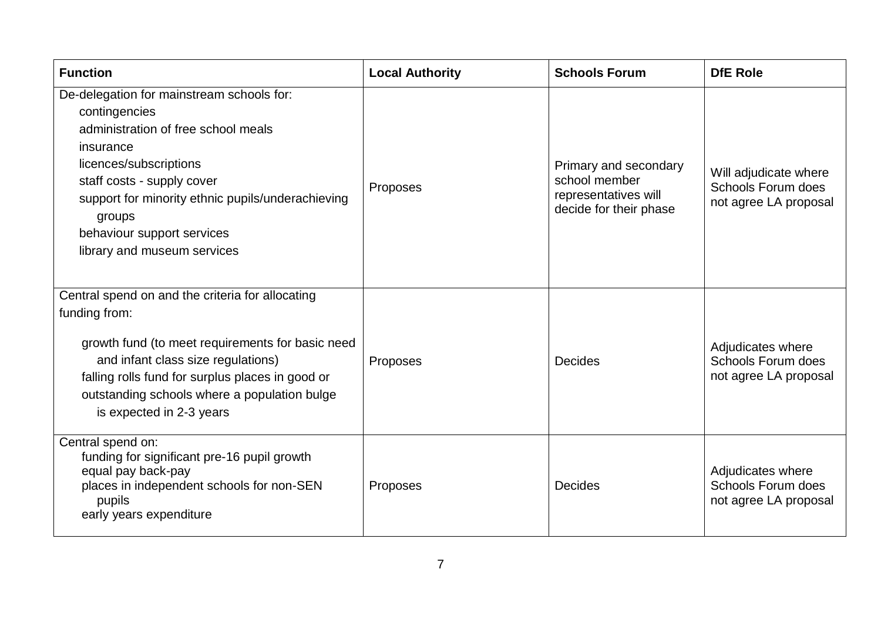| Function | Local Authority | Schools Forum | DfE Role |
|---|---|---|---|
| De-delegation for mainstream schools for:<br>contingencies<br>administration of free school meals<br>insurance<br>licences/subscriptions<br>staff costs - supply cover<br>support for minority ethnic pupils/underachieving groups<br>behaviour support services<br>library and museum services | Proposes | Primary and secondary school member representatives will decide for their phase | Will adjudicate where Schools Forum does not agree LA proposal |
| Central spend on and the criteria for allocating funding from:<br>growth fund (to meet requirements for basic need and infant class size regulations)<br>falling rolls fund for surplus places in good or outstanding schools where a population bulge is expected in 2-3 years | Proposes | Decides | Adjudicates where Schools Forum does not agree LA proposal |
| Central spend on:<br>funding for significant pre-16 pupil growth<br>equal pay back-pay<br>places in independent schools for non-SEN pupils<br>early years expenditure | Proposes | Decides | Adjudicates where Schools Forum does not agree LA proposal |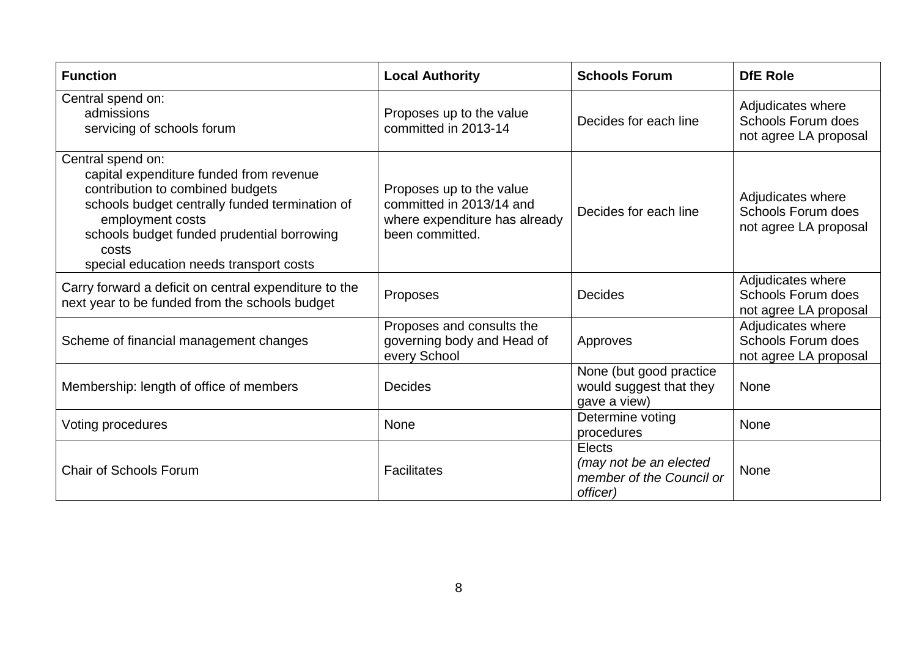| Function | Local Authority | Schools Forum | DfE Role |
| --- | --- | --- | --- |
| Central spend on:<br>admissions<br>servicing of schools forum | Proposes up to the value committed in 2013-14 | Decides for each line | Adjudicates where Schools Forum does not agree LA proposal |
| Central spend on:<br>capital expenditure funded from revenue<br>contribution to combined budgets<br>schools budget centrally funded termination of employment costs<br>schools budget funded prudential borrowing costs<br>special education needs transport costs | Proposes up to the value committed in 2013/14 and where expenditure has already been committed. | Decides for each line | Adjudicates where Schools Forum does not agree LA proposal |
| Carry forward a deficit on central expenditure to the next year to be funded from the schools budget | Proposes | Decides | Adjudicates where Schools Forum does not agree LA proposal |
| Scheme of financial management changes | Proposes and consults the governing body and Head of every School | Approves | Adjudicates where Schools Forum does not agree LA proposal |
| Membership: length of office of members | Decides | None (but good practice would suggest that they gave a view) | None |
| Voting procedures | None | Determine voting procedures | None |
| Chair of Schools Forum | Facilitates | Elects<br>*(may not be an elected member of the Council or officer)* | None |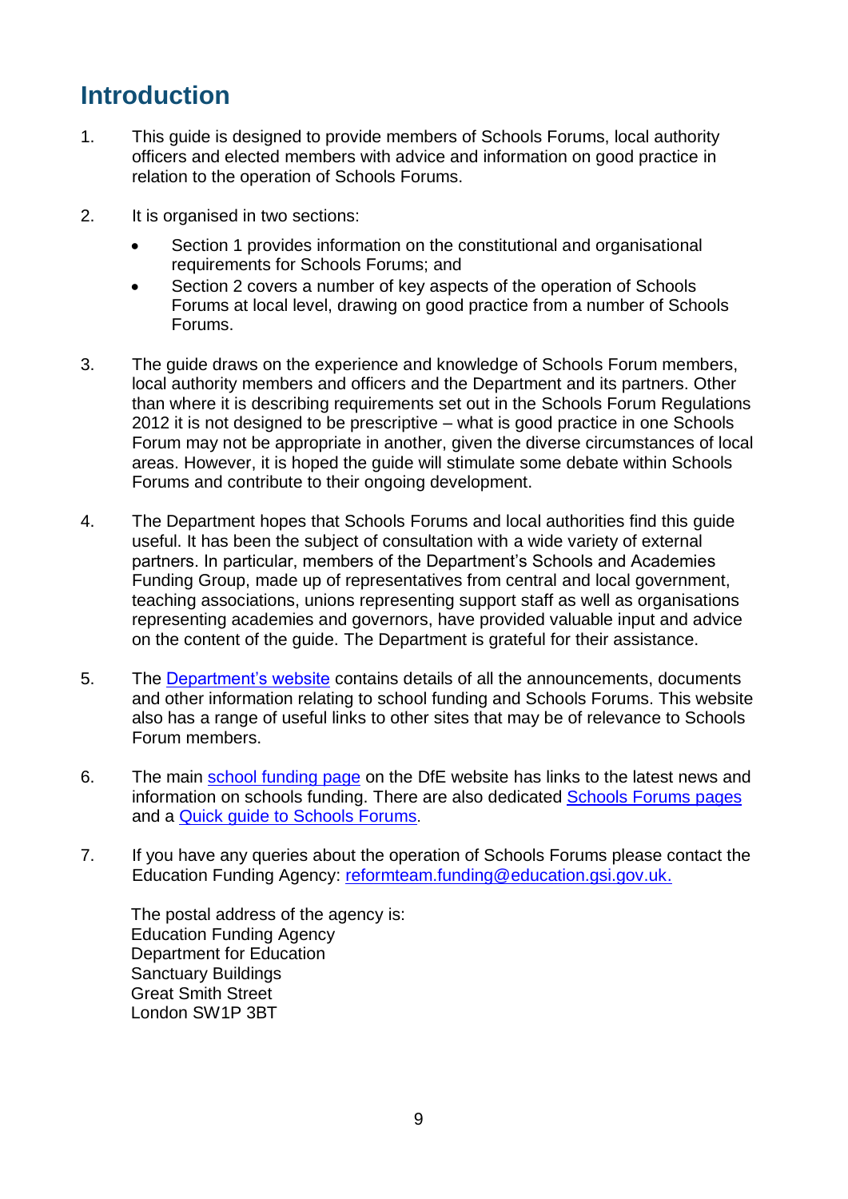# Introduction

1. This guide is designed to provide members of Schools Forums, local authority officers and elected members with advice and information on good practice in relation to the operation of Schools Forums.

2. It is organised in two sections:

   - Section 1 provides information on the constitutional and organisational requirements for Schools Forums; and
   - Section 2 covers a number of key aspects of the operation of Schools Forums at local level, drawing on good practice from a number of Schools Forums.

3. The guide draws on the experience and knowledge of Schools Forum members, local authority members and officers and the Department and its partners. Other than where it is describing requirements set out in the Schools Forum Regulations 2012 it is not designed to be prescriptive – what is good practice in one Schools Forum may not be appropriate in another, given the diverse circumstances of local areas. However, it is hoped the guide will stimulate some debate within Schools Forums and contribute to their ongoing development.

4. The Department hopes that Schools Forums and local authorities find this guide useful. It has been the subject of consultation with a wide variety of external partners. In particular, members of the Department's Schools and Academies Funding Group, made up of representatives from central and local government, teaching associations, unions representing support staff as well as organisations representing academies and governors, have provided valuable input and advice on the content of the guide. The Department is grateful for their assistance.

5. The Department's website contains details of all the announcements, documents and other information relating to school funding and Schools Forums. This website also has a range of useful links to other sites that may be of relevance to Schools Forum members.

6. The main school funding page on the DfE website has links to the latest news and information on schools funding. There are also dedicated Schools Forums pages and a Quick guide to Schools Forums.

7. If you have any queries about the operation of Schools Forums please contact the Education Funding Agency: reformteam.funding@education.gsi.gov.uk.

   The postal address of the agency is:
   Education Funding Agency
   Department for Education
   Sanctuary Buildings
   Great Smith Street
   London SW1P 3BT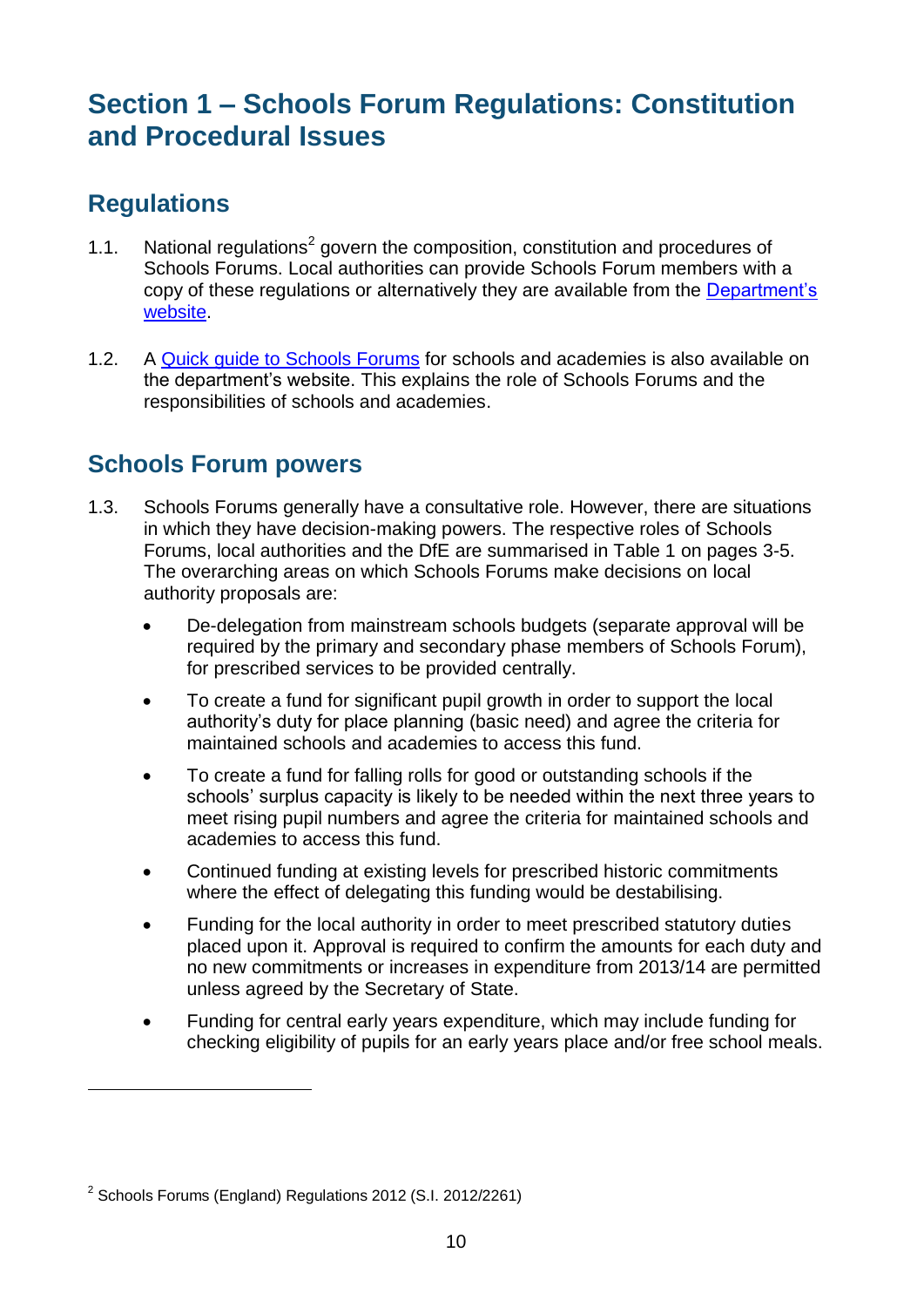# Section 1 – Schools Forum Regulations: Constitution and Procedural Issues

## Regulations

1.1. National regulations[2] govern the composition, constitution and procedures of Schools Forums. Local authorities can provide Schools Forum members with a copy of these regulations or alternatively they are available from the Department's website.

1.2. A Quick guide to Schools Forums for schools and academies is also available on the department's website. This explains the role of Schools Forums and the responsibilities of schools and academies.

## Schools Forum powers

1.3. Schools Forums generally have a consultative role. However, there are situations in which they have decision-making powers. The respective roles of Schools Forums, local authorities and the DfE are summarised in Table 1 on pages 3-5. The overarching areas on which Schools Forums make decisions on local authority proposals are:

- De-delegation from mainstream schools budgets (separate approval will be required by the primary and secondary phase members of Schools Forum), for prescribed services to be provided centrally.
- To create a fund for significant pupil growth in order to support the local authority's duty for place planning (basic need) and agree the criteria for maintained schools and academies to access this fund.
- To create a fund for falling rolls for good or outstanding schools if the schools' surplus capacity is likely to be needed within the next three years to meet rising pupil numbers and agree the criteria for maintained schools and academies to access this fund.
- Continued funding at existing levels for prescribed historic commitments where the effect of delegating this funding would be destabilising.
- Funding for the local authority in order to meet prescribed statutory duties placed upon it. Approval is required to confirm the amounts for each duty and no new commitments or increases in expenditure from 2013/14 are permitted unless agreed by the Secretary of State.
- Funding for central early years expenditure, which may include funding for checking eligibility of pupils for an early years place and/or free school meals.

[2] Schools Forums (England) Regulations 2012 (S.I. 2012/2261)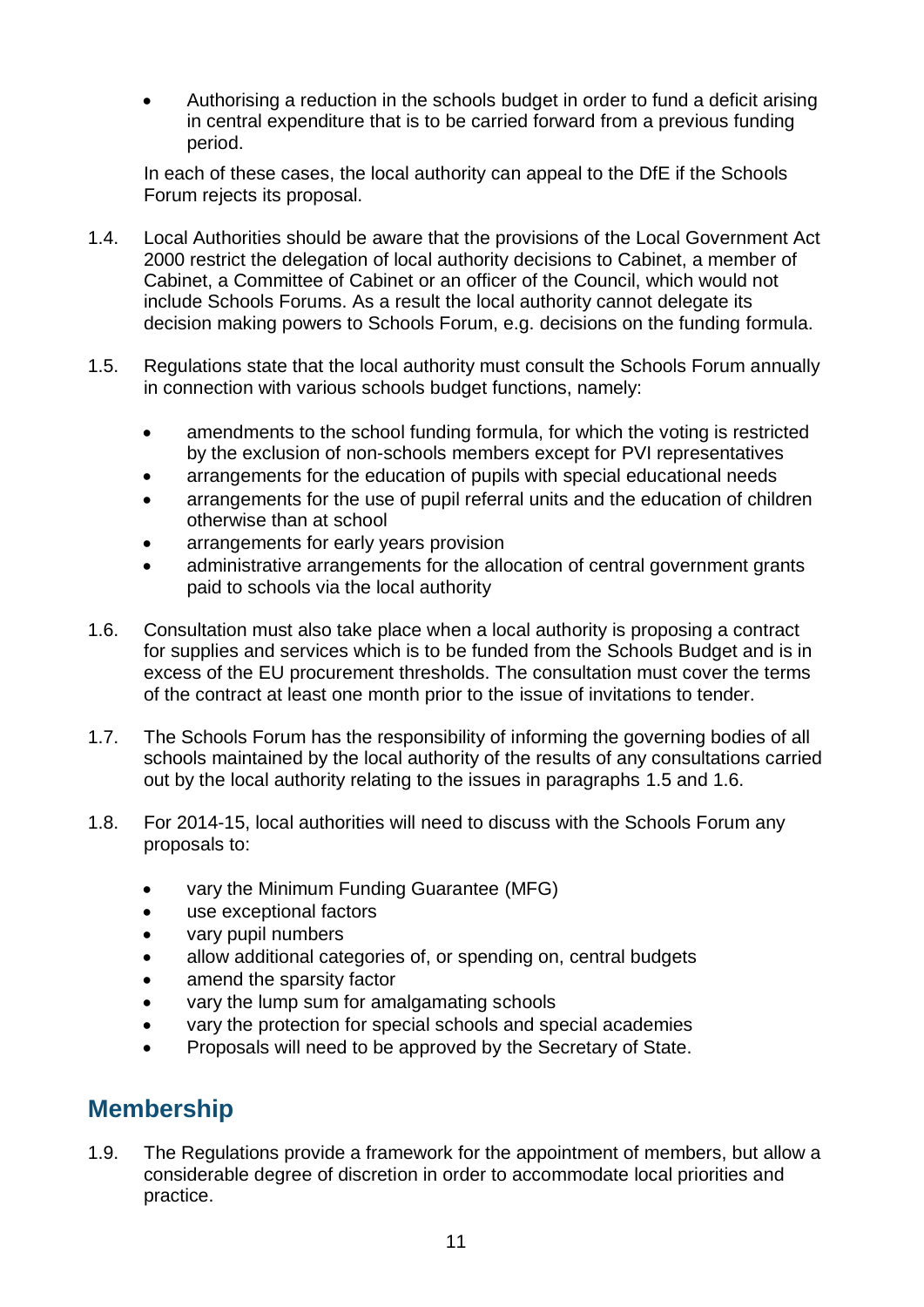- Authorising a reduction in the schools budget in order to fund a deficit arising in central expenditure that is to be carried forward from a previous funding period.

In each of these cases, the local authority can appeal to the DfE if the Schools Forum rejects its proposal.

1.4. Local Authorities should be aware that the provisions of the Local Government Act 2000 restrict the delegation of local authority decisions to Cabinet, a member of Cabinet, a Committee of Cabinet or an officer of the Council, which would not include Schools Forums. As a result the local authority cannot delegate its decision making powers to Schools Forum, e.g. decisions on the funding formula.

1.5. Regulations state that the local authority must consult the Schools Forum annually in connection with various schools budget functions, namely:

- amendments to the school funding formula, for which the voting is restricted by the exclusion of non-schools members except for PVI representatives
- arrangements for the education of pupils with special educational needs
- arrangements for the use of pupil referral units and the education of children otherwise than at school
- arrangements for early years provision
- administrative arrangements for the allocation of central government grants paid to schools via the local authority

1.6. Consultation must also take place when a local authority is proposing a contract for supplies and services which is to be funded from the Schools Budget and is in excess of the EU procurement thresholds. The consultation must cover the terms of the contract at least one month prior to the issue of invitations to tender.

1.7. The Schools Forum has the responsibility of informing the governing bodies of all schools maintained by the local authority of the results of any consultations carried out by the local authority relating to the issues in paragraphs 1.5 and 1.6.

1.8. For 2014-15, local authorities will need to discuss with the Schools Forum any proposals to:

- vary the Minimum Funding Guarantee (MFG)
- use exceptional factors
- vary pupil numbers
- allow additional categories of, or spending on, central budgets
- amend the sparsity factor
- vary the lump sum for amalgamating schools
- vary the protection for special schools and special academies
- Proposals will need to be approved by the Secretary of State.

## Membership

1.9. The Regulations provide a framework for the appointment of members, but allow a considerable degree of discretion in order to accommodate local priorities and practice.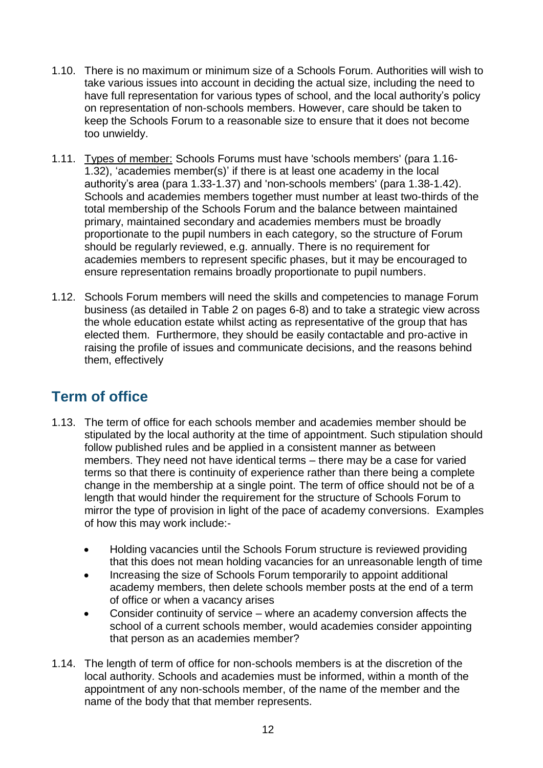1.10. There is no maximum or minimum size of a Schools Forum. Authorities will wish to take various issues into account in deciding the actual size, including the need to have full representation for various types of school, and the local authority's policy on representation of non-schools members. However, care should be taken to keep the Schools Forum to a reasonable size to ensure that it does not become too unwieldy.

1.11. Types of member: Schools Forums must have 'schools members' (para 1.16-1.32), 'academies member(s)' if there is at least one academy in the local authority's area (para 1.33-1.37) and 'non-schools members' (para 1.38-1.42). Schools and academies members together must number at least two-thirds of the total membership of the Schools Forum and the balance between maintained primary, maintained secondary and academies members must be broadly proportionate to the pupil numbers in each category, so the structure of Forum should be regularly reviewed, e.g. annually. There is no requirement for academies members to represent specific phases, but it may be encouraged to ensure representation remains broadly proportionate to pupil numbers.

1.12. Schools Forum members will need the skills and competencies to manage Forum business (as detailed in Table 2 on pages 6-8) and to take a strategic view across the whole education estate whilst acting as representative of the group that has elected them. Furthermore, they should be easily contactable and pro-active in raising the profile of issues and communicate decisions, and the reasons behind them, effectively

## Term of office

1.13. The term of office for each schools member and academies member should be stipulated by the local authority at the time of appointment. Such stipulation should follow published rules and be applied in a consistent manner as between members. They need not have identical terms – there may be a case for varied terms so that there is continuity of experience rather than there being a complete change in the membership at a single point. The term of office should not be of a length that would hinder the requirement for the structure of Schools Forum to mirror the type of provision in light of the pace of academy conversions. Examples of how this may work include:-

- Holding vacancies until the Schools Forum structure is reviewed providing that this does not mean holding vacancies for an unreasonable length of time
- Increasing the size of Schools Forum temporarily to appoint additional academy members, then delete schools member posts at the end of a term of office or when a vacancy arises
- Consider continuity of service – where an academy conversion affects the school of a current schools member, would academies consider appointing that person as an academies member?

1.14. The length of term of office for non-schools members is at the discretion of the local authority. Schools and academies must be informed, within a month of the appointment of any non-schools member, of the name of the member and the name of the body that that member represents.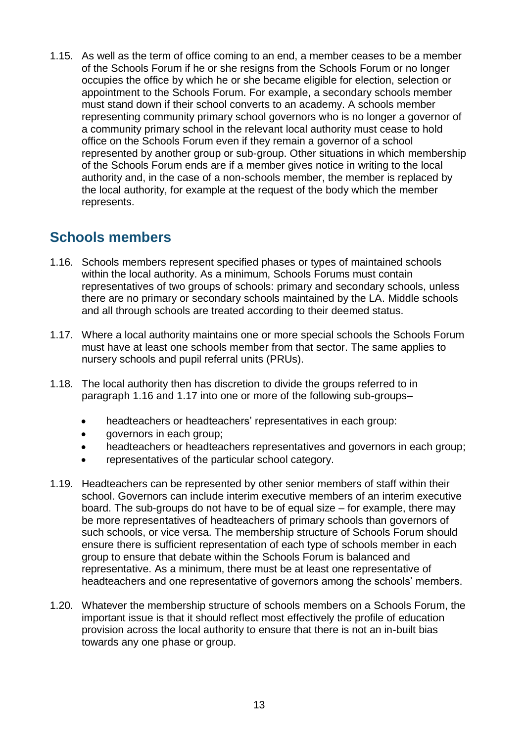1.15. As well as the term of office coming to an end, a member ceases to be a member of the Schools Forum if he or she resigns from the Schools Forum or no longer occupies the office by which he or she became eligible for election, selection or appointment to the Schools Forum. For example, a secondary schools member must stand down if their school converts to an academy. A schools member representing community primary school governors who is no longer a governor of a community primary school in the relevant local authority must cease to hold office on the Schools Forum even if they remain a governor of a school represented by another group or sub-group. Other situations in which membership of the Schools Forum ends are if a member gives notice in writing to the local authority and, in the case of a non-schools member, the member is replaced by the local authority, for example at the request of the body which the member represents.

## Schools members

1.16. Schools members represent specified phases or types of maintained schools within the local authority. As a minimum, Schools Forums must contain representatives of two groups of schools: primary and secondary schools, unless there are no primary or secondary schools maintained by the LA. Middle schools and all through schools are treated according to their deemed status.

1.17. Where a local authority maintains one or more special schools the Schools Forum must have at least one schools member from that sector. The same applies to nursery schools and pupil referral units (PRUs).

1.18. The local authority then has discretion to divide the groups referred to in paragraph 1.16 and 1.17 into one or more of the following sub-groups–

- headteachers or headteachers' representatives in each group:
- governors in each group;
- headteachers or headteachers representatives and governors in each group;
- representatives of the particular school category.

1.19. Headteachers can be represented by other senior members of staff within their school. Governors can include interim executive members of an interim executive board. The sub-groups do not have to be of equal size – for example, there may be more representatives of headteachers of primary schools than governors of such schools, or vice versa. The membership structure of Schools Forum should ensure there is sufficient representation of each type of schools member in each group to ensure that debate within the Schools Forum is balanced and representative. As a minimum, there must be at least one representative of headteachers and one representative of governors among the schools' members.

1.20. Whatever the membership structure of schools members on a Schools Forum, the important issue is that it should reflect most effectively the profile of education provision across the local authority to ensure that there is not an in-built bias towards any one phase or group.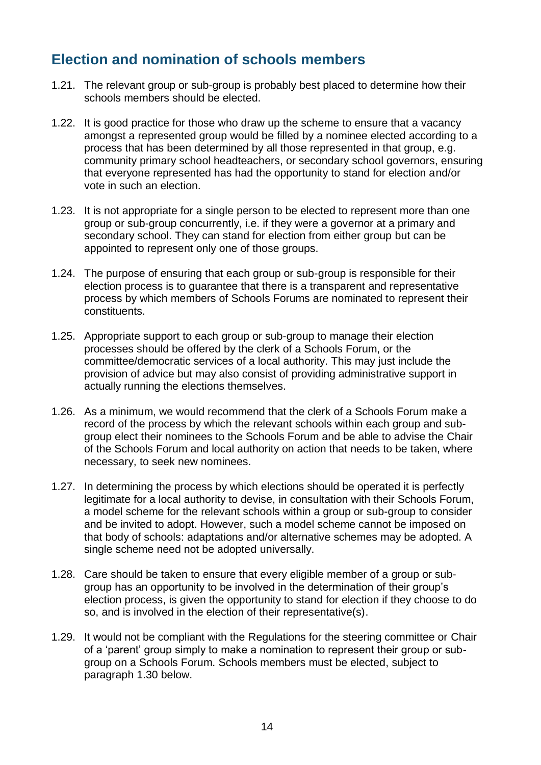## Election and nomination of schools members

1.21. The relevant group or sub-group is probably best placed to determine how their schools members should be elected.

1.22. It is good practice for those who draw up the scheme to ensure that a vacancy amongst a represented group would be filled by a nominee elected according to a process that has been determined by all those represented in that group, e.g. community primary school headteachers, or secondary school governors, ensuring that everyone represented has had the opportunity to stand for election and/or vote in such an election.

1.23. It is not appropriate for a single person to be elected to represent more than one group or sub-group concurrently, i.e. if they were a governor at a primary and secondary school. They can stand for election from either group but can be appointed to represent only one of those groups.

1.24. The purpose of ensuring that each group or sub-group is responsible for their election process is to guarantee that there is a transparent and representative process by which members of Schools Forums are nominated to represent their constituents.

1.25. Appropriate support to each group or sub-group to manage their election processes should be offered by the clerk of a Schools Forum, or the committee/democratic services of a local authority. This may just include the provision of advice but may also consist of providing administrative support in actually running the elections themselves.

1.26. As a minimum, we would recommend that the clerk of a Schools Forum make a record of the process by which the relevant schools within each group and sub-group elect their nominees to the Schools Forum and be able to advise the Chair of the Schools Forum and local authority on action that needs to be taken, where necessary, to seek new nominees.

1.27. In determining the process by which elections should be operated it is perfectly legitimate for a local authority to devise, in consultation with their Schools Forum, a model scheme for the relevant schools within a group or sub-group to consider and be invited to adopt. However, such a model scheme cannot be imposed on that body of schools: adaptations and/or alternative schemes may be adopted. A single scheme need not be adopted universally.

1.28. Care should be taken to ensure that every eligible member of a group or sub-group has an opportunity to be involved in the determination of their group's election process, is given the opportunity to stand for election if they choose to do so, and is involved in the election of their representative(s).

1.29. It would not be compliant with the Regulations for the steering committee or Chair of a 'parent' group simply to make a nomination to represent their group or sub-group on a Schools Forum. Schools members must be elected, subject to paragraph 1.30 below.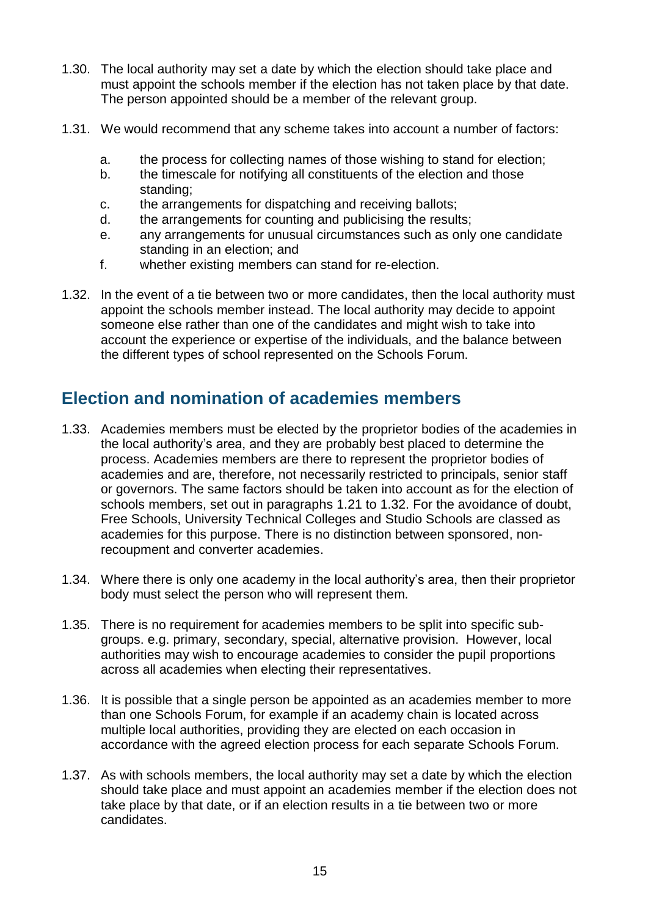1.30. The local authority may set a date by which the election should take place and must appoint the schools member if the election has not taken place by that date. The person appointed should be a member of the relevant group.

1.31. We would recommend that any scheme takes into account a number of factors:

  a. the process for collecting names of those wishing to stand for election;
  b. the timescale for notifying all constituents of the election and those standing;
  c. the arrangements for dispatching and receiving ballots;
  d. the arrangements for counting and publicising the results;
  e. any arrangements for unusual circumstances such as only one candidate standing in an election; and
  f. whether existing members can stand for re-election.

1.32. In the event of a tie between two or more candidates, then the local authority must appoint the schools member instead. The local authority may decide to appoint someone else rather than one of the candidates and might wish to take into account the experience or expertise of the individuals, and the balance between the different types of school represented on the Schools Forum.

## Election and nomination of academies members

1.33. Academies members must be elected by the proprietor bodies of the academies in the local authority's area, and they are probably best placed to determine the process. Academies members are there to represent the proprietor bodies of academies and are, therefore, not necessarily restricted to principals, senior staff or governors. The same factors should be taken into account as for the election of schools members, set out in paragraphs 1.21 to 1.32. For the avoidance of doubt, Free Schools, University Technical Colleges and Studio Schools are classed as academies for this purpose. There is no distinction between sponsored, non-recoupment and converter academies.

1.34. Where there is only one academy in the local authority's area, then their proprietor body must select the person who will represent them.

1.35. There is no requirement for academies members to be split into specific sub-groups. e.g. primary, secondary, special, alternative provision. However, local authorities may wish to encourage academies to consider the pupil proportions across all academies when electing their representatives.

1.36. It is possible that a single person be appointed as an academies member to more than one Schools Forum, for example if an academy chain is located across multiple local authorities, providing they are elected on each occasion in accordance with the agreed election process for each separate Schools Forum.

1.37. As with schools members, the local authority may set a date by which the election should take place and must appoint an academies member if the election does not take place by that date, or if an election results in a tie between two or more candidates.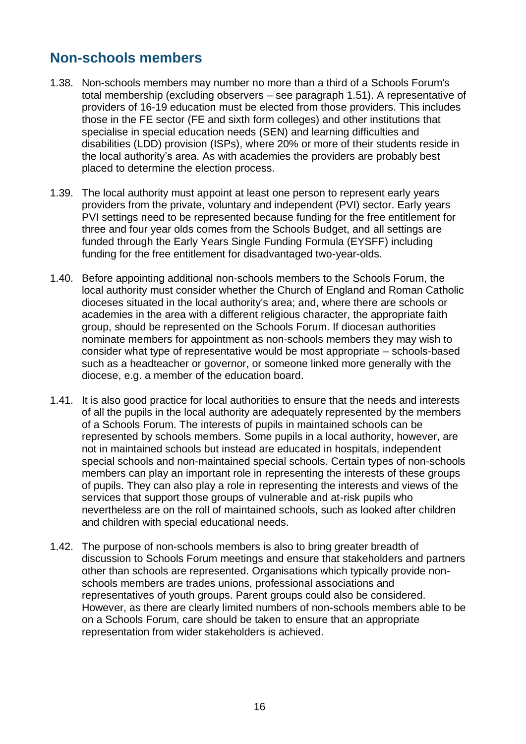## Non-schools members

1.38. Non-schools members may number no more than a third of a Schools Forum's total membership (excluding observers – see paragraph 1.51). A representative of providers of 16-19 education must be elected from those providers. This includes those in the FE sector (FE and sixth form colleges) and other institutions that specialise in special education needs (SEN) and learning difficulties and disabilities (LDD) provision (ISPs), where 20% or more of their students reside in the local authority's area. As with academies the providers are probably best placed to determine the election process.

1.39. The local authority must appoint at least one person to represent early years providers from the private, voluntary and independent (PVI) sector. Early years PVI settings need to be represented because funding for the free entitlement for three and four year olds comes from the Schools Budget, and all settings are funded through the Early Years Single Funding Formula (EYSFF) including funding for the free entitlement for disadvantaged two-year-olds.

1.40. Before appointing additional non-schools members to the Schools Forum, the local authority must consider whether the Church of England and Roman Catholic dioceses situated in the local authority's area; and, where there are schools or academies in the area with a different religious character, the appropriate faith group, should be represented on the Schools Forum. If diocesan authorities nominate members for appointment as non-schools members they may wish to consider what type of representative would be most appropriate – schools-based such as a headteacher or governor, or someone linked more generally with the diocese, e.g. a member of the education board.

1.41. It is also good practice for local authorities to ensure that the needs and interests of all the pupils in the local authority are adequately represented by the members of a Schools Forum. The interests of pupils in maintained schools can be represented by schools members. Some pupils in a local authority, however, are not in maintained schools but instead are educated in hospitals, independent special schools and non-maintained special schools. Certain types of non-schools members can play an important role in representing the interests of these groups of pupils. They can also play a role in representing the interests and views of the services that support those groups of vulnerable and at-risk pupils who nevertheless are on the roll of maintained schools, such as looked after children and children with special educational needs.

1.42. The purpose of non-schools members is also to bring greater breadth of discussion to Schools Forum meetings and ensure that stakeholders and partners other than schools are represented. Organisations which typically provide non-schools members are trades unions, professional associations and representatives of youth groups. Parent groups could also be considered. However, as there are clearly limited numbers of non-schools members able to be on a Schools Forum, care should be taken to ensure that an appropriate representation from wider stakeholders is achieved.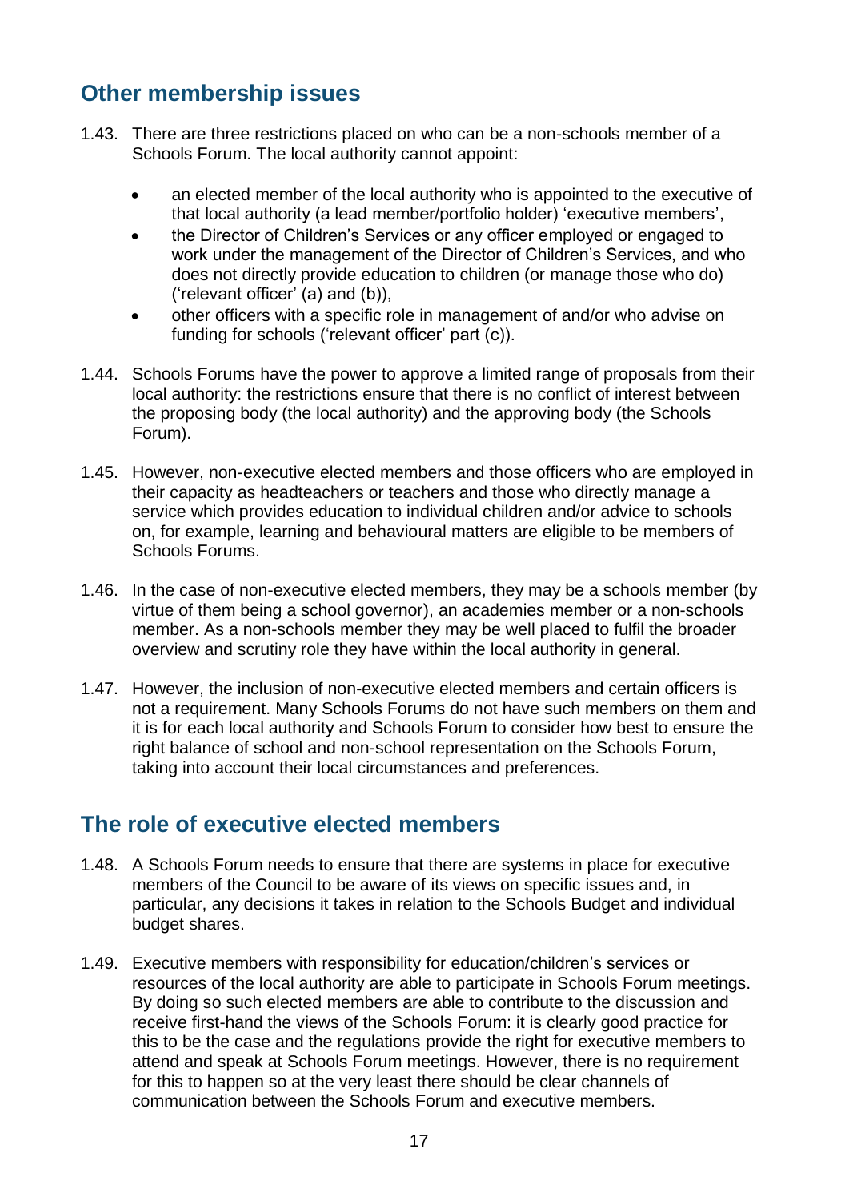## Other membership issues

1.43. There are three restrictions placed on who can be a non-schools member of a Schools Forum. The local authority cannot appoint:

- an elected member of the local authority who is appointed to the executive of that local authority (a lead member/portfolio holder) 'executive members',
- the Director of Children's Services or any officer employed or engaged to work under the management of the Director of Children's Services, and who does not directly provide education to children (or manage those who do) ('relevant officer' (a) and (b)),
- other officers with a specific role in management of and/or who advise on funding for schools ('relevant officer' part (c)).

1.44. Schools Forums have the power to approve a limited range of proposals from their local authority: the restrictions ensure that there is no conflict of interest between the proposing body (the local authority) and the approving body (the Schools Forum).

1.45. However, non-executive elected members and those officers who are employed in their capacity as headteachers or teachers and those who directly manage a service which provides education to individual children and/or advice to schools on, for example, learning and behavioural matters are eligible to be members of Schools Forums.

1.46. In the case of non-executive elected members, they may be a schools member (by virtue of them being a school governor), an academies member or a non-schools member. As a non-schools member they may be well placed to fulfil the broader overview and scrutiny role they have within the local authority in general.

1.47. However, the inclusion of non-executive elected members and certain officers is not a requirement. Many Schools Forums do not have such members on them and it is for each local authority and Schools Forum to consider how best to ensure the right balance of school and non-school representation on the Schools Forum, taking into account their local circumstances and preferences.

## The role of executive elected members

1.48. A Schools Forum needs to ensure that there are systems in place for executive members of the Council to be aware of its views on specific issues and, in particular, any decisions it takes in relation to the Schools Budget and individual budget shares.

1.49. Executive members with responsibility for education/children's services or resources of the local authority are able to participate in Schools Forum meetings. By doing so such elected members are able to contribute to the discussion and receive first-hand the views of the Schools Forum: it is clearly good practice for this to be the case and the regulations provide the right for executive members to attend and speak at Schools Forum meetings. However, there is no requirement for this to happen so at the very least there should be clear channels of communication between the Schools Forum and executive members.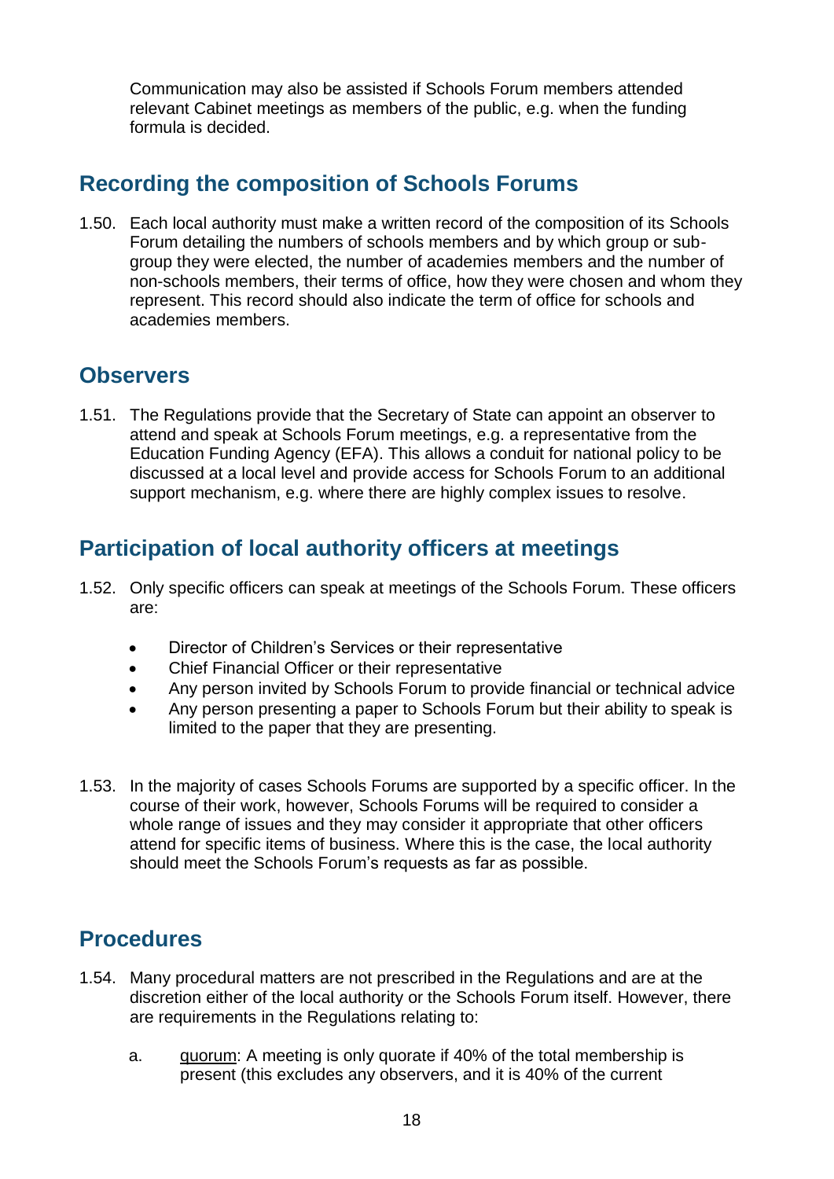Communication may also be assisted if Schools Forum members attended relevant Cabinet meetings as members of the public, e.g. when the funding formula is decided.

## Recording the composition of Schools Forums

1.50. Each local authority must make a written record of the composition of its Schools Forum detailing the numbers of schools members and by which group or sub-group they were elected, the number of academies members and the number of non-schools members, their terms of office, how they were chosen and whom they represent. This record should also indicate the term of office for schools and academies members.

## Observers

1.51. The Regulations provide that the Secretary of State can appoint an observer to attend and speak at Schools Forum meetings, e.g. a representative from the Education Funding Agency (EFA). This allows a conduit for national policy to be discussed at a local level and provide access for Schools Forum to an additional support mechanism, e.g. where there are highly complex issues to resolve.

## Participation of local authority officers at meetings

1.52. Only specific officers can speak at meetings of the Schools Forum. These officers are:

- Director of Children's Services or their representative
- Chief Financial Officer or their representative
- Any person invited by Schools Forum to provide financial or technical advice
- Any person presenting a paper to Schools Forum but their ability to speak is limited to the paper that they are presenting.

1.53. In the majority of cases Schools Forums are supported by a specific officer. In the course of their work, however, Schools Forums will be required to consider a whole range of issues and they may consider it appropriate that other officers attend for specific items of business. Where this is the case, the local authority should meet the Schools Forum's requests as far as possible.

## Procedures

1.54. Many procedural matters are not prescribed in the Regulations and are at the discretion either of the local authority or the Schools Forum itself. However, there are requirements in the Regulations relating to:

a. quorum: A meeting is only quorate if 40% of the total membership is present (this excludes any observers, and it is 40% of the current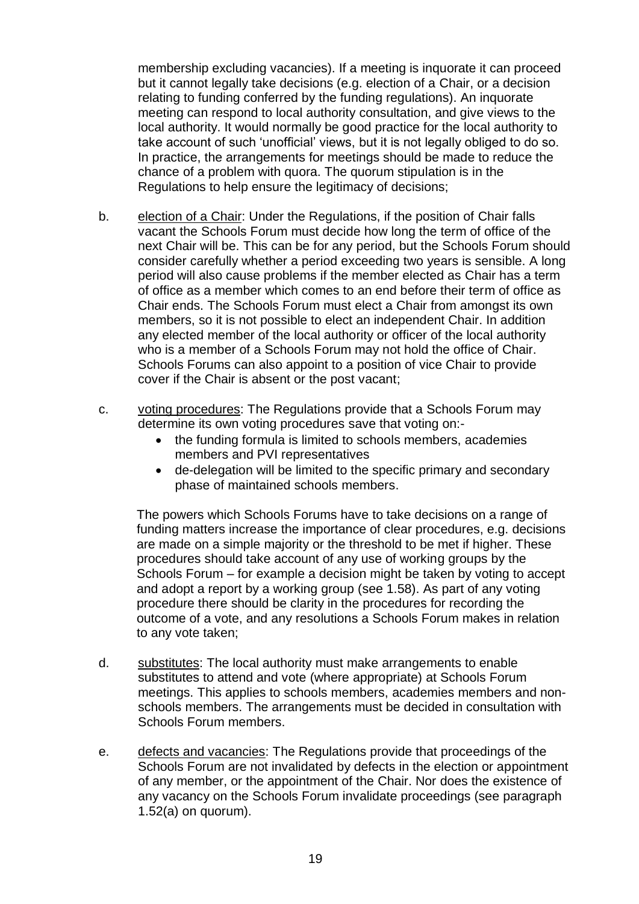membership excluding vacancies). If a meeting is inquorate it can proceed but it cannot legally take decisions (e.g. election of a Chair, or a decision relating to funding conferred by the funding regulations). An inquorate meeting can respond to local authority consultation, and give views to the local authority. It would normally be good practice for the local authority to take account of such 'unofficial' views, but it is not legally obliged to do so. In practice, the arrangements for meetings should be made to reduce the chance of a problem with quora. The quorum stipulation is in the Regulations to help ensure the legitimacy of decisions;

b. election of a Chair: Under the Regulations, if the position of Chair falls vacant the Schools Forum must decide how long the term of office of the next Chair will be. This can be for any period, but the Schools Forum should consider carefully whether a period exceeding two years is sensible. A long period will also cause problems if the member elected as Chair has a term of office as a member which comes to an end before their term of office as Chair ends. The Schools Forum must elect a Chair from amongst its own members, so it is not possible to elect an independent Chair. In addition any elected member of the local authority or officer of the local authority who is a member of a Schools Forum may not hold the office of Chair. Schools Forums can also appoint to a position of vice Chair to provide cover if the Chair is absent or the post vacant;

c. voting procedures: The Regulations provide that a Schools Forum may determine its own voting procedures save that voting on:-

- the funding formula is limited to schools members, academies members and PVI representatives
- de-delegation will be limited to the specific primary and secondary phase of maintained schools members.

The powers which Schools Forums have to take decisions on a range of funding matters increase the importance of clear procedures, e.g. decisions are made on a simple majority or the threshold to be met if higher. These procedures should take account of any use of working groups by the Schools Forum – for example a decision might be taken by voting to accept and adopt a report by a working group (see 1.58). As part of any voting procedure there should be clarity in the procedures for recording the outcome of a vote, and any resolutions a Schools Forum makes in relation to any vote taken;

d. substitutes: The local authority must make arrangements to enable substitutes to attend and vote (where appropriate) at Schools Forum meetings. This applies to schools members, academies members and non-schools members. The arrangements must be decided in consultation with Schools Forum members.

e. defects and vacancies: The Regulations provide that proceedings of the Schools Forum are not invalidated by defects in the election or appointment of any member, or the appointment of the Chair. Nor does the existence of any vacancy on the Schools Forum invalidate proceedings (see paragraph 1.52(a) on quorum).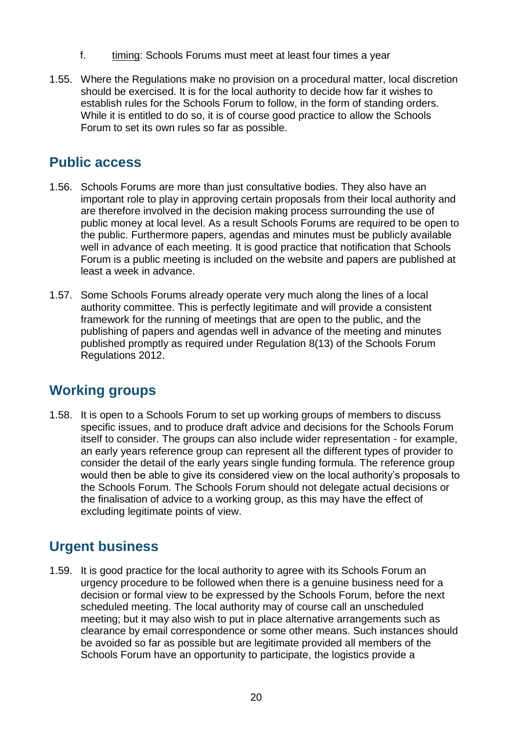f. <u>timing</u>: Schools Forums must meet at least four times a year

1.55. Where the Regulations make no provision on a procedural matter, local discretion should be exercised. It is for the local authority to decide how far it wishes to establish rules for the Schools Forum to follow, in the form of standing orders. While it is entitled to do so, it is of course good practice to allow the Schools Forum to set its own rules so far as possible.

## Public access

1.56. Schools Forums are more than just consultative bodies. They also have an important role to play in approving certain proposals from their local authority and are therefore involved in the decision making process surrounding the use of public money at local level. As a result Schools Forums are required to be open to the public. Furthermore papers, agendas and minutes must be publicly available well in advance of each meeting. It is good practice that notification that Schools Forum is a public meeting is included on the website and papers are published at least a week in advance.

1.57. Some Schools Forums already operate very much along the lines of a local authority committee. This is perfectly legitimate and will provide a consistent framework for the running of meetings that are open to the public, and the publishing of papers and agendas well in advance of the meeting and minutes published promptly as required under Regulation 8(13) of the Schools Forum Regulations 2012.

## Working groups

1.58. It is open to a Schools Forum to set up working groups of members to discuss specific issues, and to produce draft advice and decisions for the Schools Forum itself to consider. The groups can also include wider representation - for example, an early years reference group can represent all the different types of provider to consider the detail of the early years single funding formula. The reference group would then be able to give its considered view on the local authority's proposals to the Schools Forum. The Schools Forum should not delegate actual decisions or the finalisation of advice to a working group, as this may have the effect of excluding legitimate points of view.

## Urgent business

1.59. It is good practice for the local authority to agree with its Schools Forum an urgency procedure to be followed when there is a genuine business need for a decision or formal view to be expressed by the Schools Forum, before the next scheduled meeting. The local authority may of course call an unscheduled meeting; but it may also wish to put in place alternative arrangements such as clearance by email correspondence or some other means. Such instances should be avoided so far as possible but are legitimate provided all members of the Schools Forum have an opportunity to participate, the logistics provide a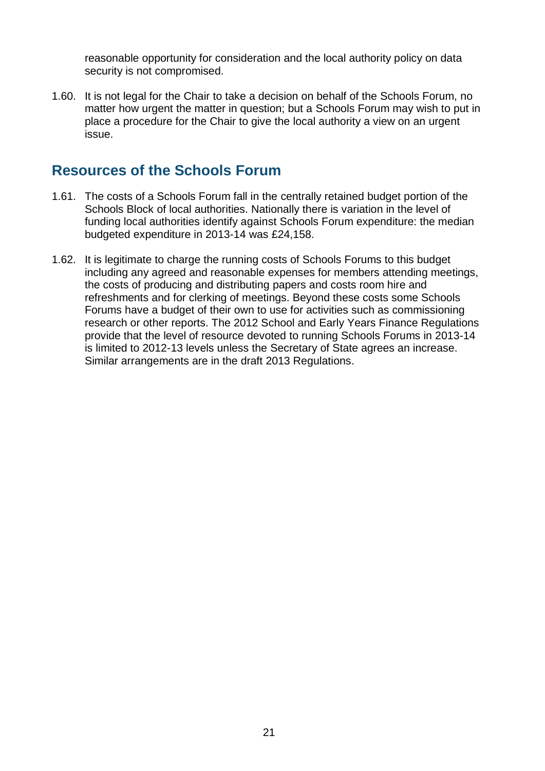reasonable opportunity for consideration and the local authority policy on data security is not compromised.

1.60. It is not legal for the Chair to take a decision on behalf of the Schools Forum, no matter how urgent the matter in question; but a Schools Forum may wish to put in place a procedure for the Chair to give the local authority a view on an urgent issue.

## Resources of the Schools Forum

1.61. The costs of a Schools Forum fall in the centrally retained budget portion of the Schools Block of local authorities. Nationally there is variation in the level of funding local authorities identify against Schools Forum expenditure: the median budgeted expenditure in 2013-14 was £24,158.

1.62. It is legitimate to charge the running costs of Schools Forums to this budget including any agreed and reasonable expenses for members attending meetings, the costs of producing and distributing papers and costs room hire and refreshments and for clerking of meetings. Beyond these costs some Schools Forums have a budget of their own to use for activities such as commissioning research or other reports. The 2012 School and Early Years Finance Regulations provide that the level of resource devoted to running Schools Forums in 2013-14 is limited to 2012-13 levels unless the Secretary of State agrees an increase. Similar arrangements are in the draft 2013 Regulations.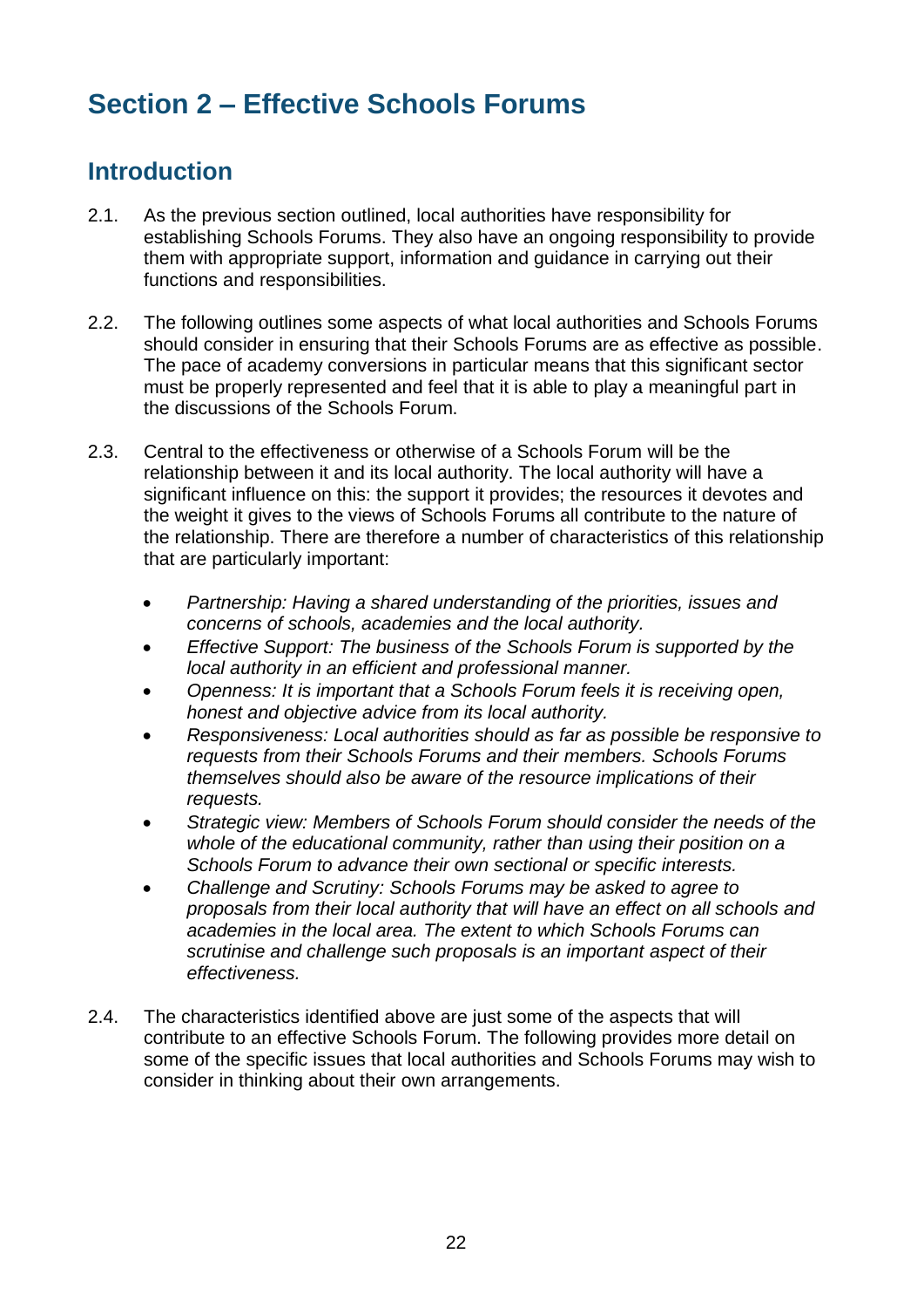# Section 2 – Effective Schools Forums

## Introduction

2.1. As the previous section outlined, local authorities have responsibility for establishing Schools Forums. They also have an ongoing responsibility to provide them with appropriate support, information and guidance in carrying out their functions and responsibilities.

2.2. The following outlines some aspects of what local authorities and Schools Forums should consider in ensuring that their Schools Forums are as effective as possible. The pace of academy conversions in particular means that this significant sector must be properly represented and feel that it is able to play a meaningful part in the discussions of the Schools Forum.

2.3. Central to the effectiveness or otherwise of a Schools Forum will be the relationship between it and its local authority. The local authority will have a significant influence on this: the support it provides; the resources it devotes and the weight it gives to the views of Schools Forums all contribute to the nature of the relationship. There are therefore a number of characteristics of this relationship that are particularly important:

- *Partnership: Having a shared understanding of the priorities, issues and concerns of schools, academies and the local authority.*
- *Effective Support: The business of the Schools Forum is supported by the local authority in an efficient and professional manner.*
- *Openness: It is important that a Schools Forum feels it is receiving open, honest and objective advice from its local authority.*
- *Responsiveness: Local authorities should as far as possible be responsive to requests from their Schools Forums and their members. Schools Forums themselves should also be aware of the resource implications of their requests.*
- *Strategic view: Members of Schools Forum should consider the needs of the whole of the educational community, rather than using their position on a Schools Forum to advance their own sectional or specific interests.*
- *Challenge and Scrutiny: Schools Forums may be asked to agree to proposals from their local authority that will have an effect on all schools and academies in the local area. The extent to which Schools Forums can scrutinise and challenge such proposals is an important aspect of their effectiveness.*

2.4. The characteristics identified above are just some of the aspects that will contribute to an effective Schools Forum. The following provides more detail on some of the specific issues that local authorities and Schools Forums may wish to consider in thinking about their own arrangements.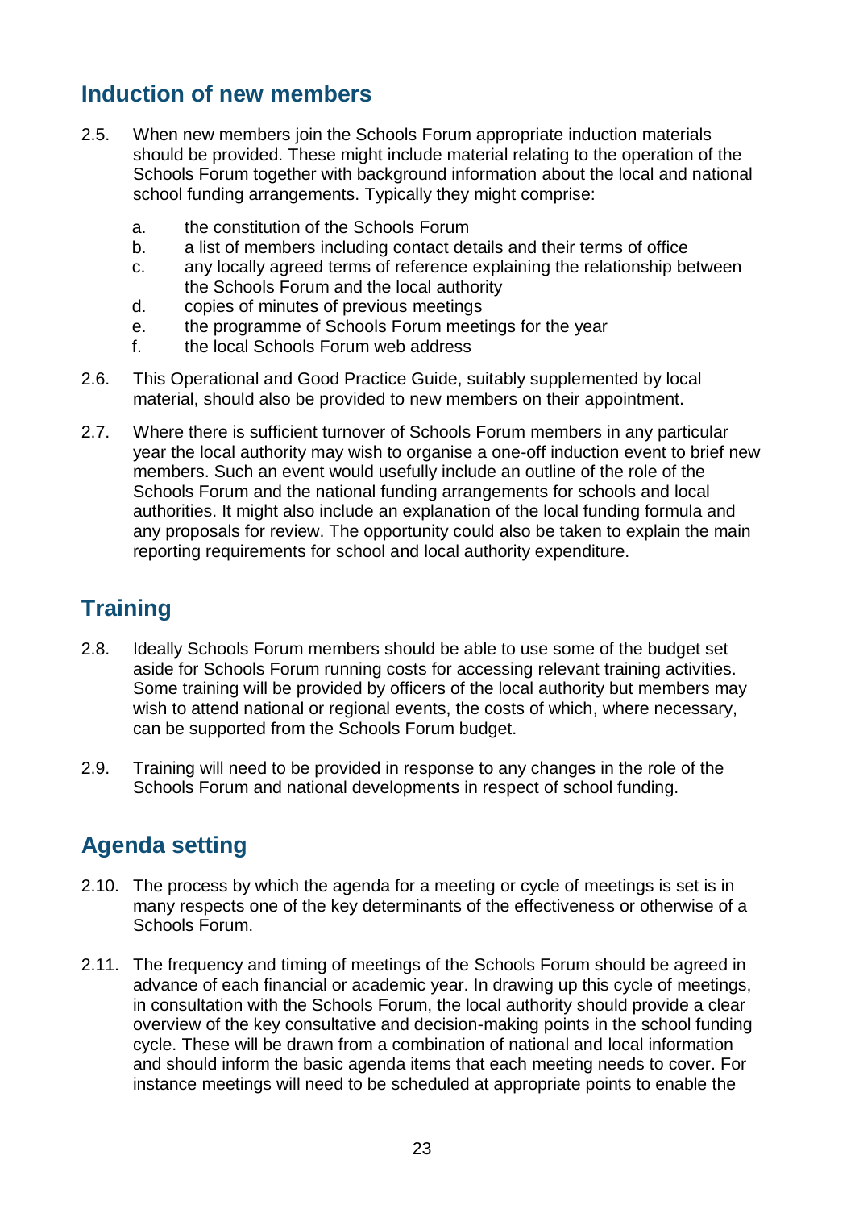## Induction of new members

2.5. When new members join the Schools Forum appropriate induction materials should be provided. These might include material relating to the operation of the Schools Forum together with background information about the local and national school funding arrangements. Typically they might comprise:

a. the constitution of the Schools Forum
b. a list of members including contact details and their terms of office
c. any locally agreed terms of reference explaining the relationship between the Schools Forum and the local authority
d. copies of minutes of previous meetings
e. the programme of Schools Forum meetings for the year
f. the local Schools Forum web address

2.6. This Operational and Good Practice Guide, suitably supplemented by local material, should also be provided to new members on their appointment.

2.7. Where there is sufficient turnover of Schools Forum members in any particular year the local authority may wish to organise a one-off induction event to brief new members. Such an event would usefully include an outline of the role of the Schools Forum and the national funding arrangements for schools and local authorities. It might also include an explanation of the local funding formula and any proposals for review. The opportunity could also be taken to explain the main reporting requirements for school and local authority expenditure.

## Training

2.8. Ideally Schools Forum members should be able to use some of the budget set aside for Schools Forum running costs for accessing relevant training activities. Some training will be provided by officers of the local authority but members may wish to attend national or regional events, the costs of which, where necessary, can be supported from the Schools Forum budget.

2.9. Training will need to be provided in response to any changes in the role of the Schools Forum and national developments in respect of school funding.

## Agenda setting

2.10. The process by which the agenda for a meeting or cycle of meetings is set is in many respects one of the key determinants of the effectiveness or otherwise of a Schools Forum.

2.11. The frequency and timing of meetings of the Schools Forum should be agreed in advance of each financial or academic year. In drawing up this cycle of meetings, in consultation with the Schools Forum, the local authority should provide a clear overview of the key consultative and decision-making points in the school funding cycle. These will be drawn from a combination of national and local information and should inform the basic agenda items that each meeting needs to cover. For instance meetings will need to be scheduled at appropriate points to enable the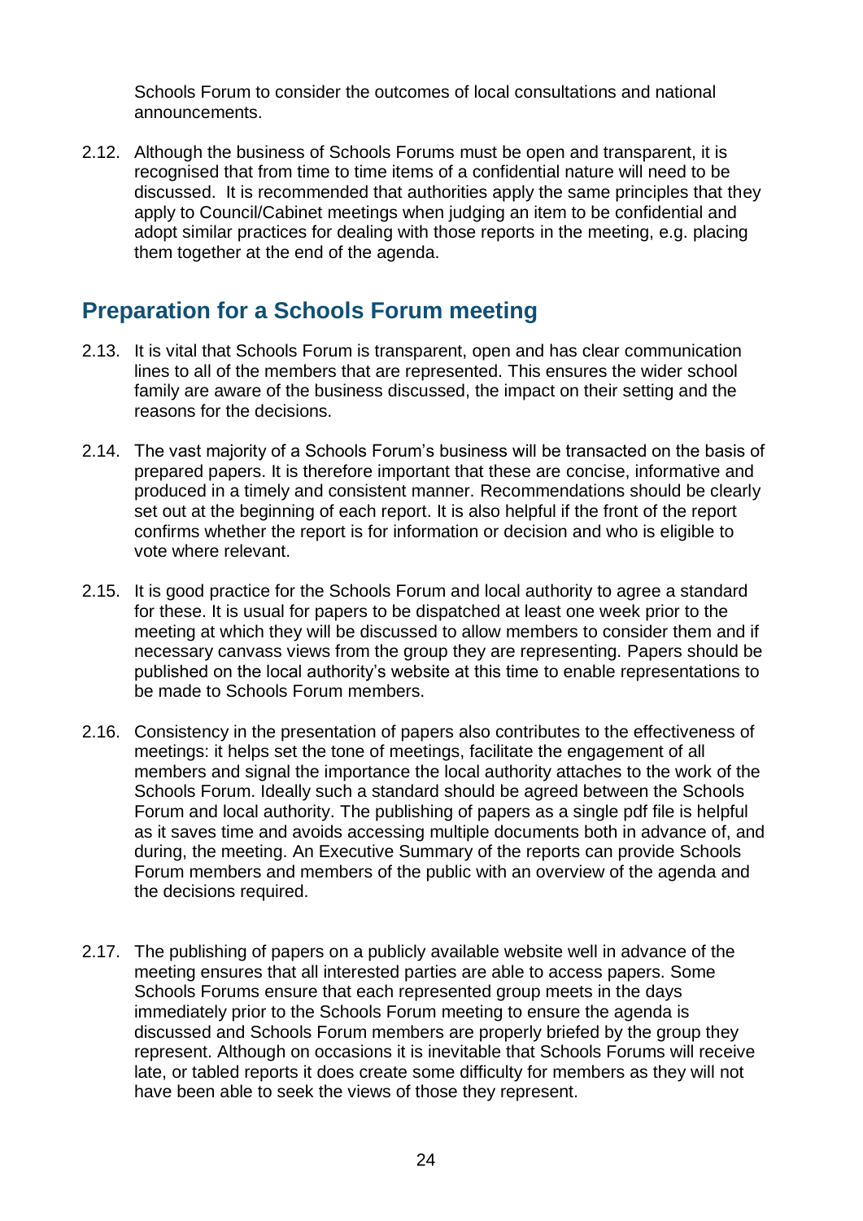Schools Forum to consider the outcomes of local consultations and national announcements.

2.12. Although the business of Schools Forums must be open and transparent, it is recognised that from time to time items of a confidential nature will need to be discussed. It is recommended that authorities apply the same principles that they apply to Council/Cabinet meetings when judging an item to be confidential and adopt similar practices for dealing with those reports in the meeting, e.g. placing them together at the end of the agenda.

## Preparation for a Schools Forum meeting

2.13. It is vital that Schools Forum is transparent, open and has clear communication lines to all of the members that are represented. This ensures the wider school family are aware of the business discussed, the impact on their setting and the reasons for the decisions.

2.14. The vast majority of a Schools Forum's business will be transacted on the basis of prepared papers. It is therefore important that these are concise, informative and produced in a timely and consistent manner. Recommendations should be clearly set out at the beginning of each report. It is also helpful if the front of the report confirms whether the report is for information or decision and who is eligible to vote where relevant.

2.15. It is good practice for the Schools Forum and local authority to agree a standard for these. It is usual for papers to be dispatched at least one week prior to the meeting at which they will be discussed to allow members to consider them and if necessary canvass views from the group they are representing. Papers should be published on the local authority's website at this time to enable representations to be made to Schools Forum members.

2.16. Consistency in the presentation of papers also contributes to the effectiveness of meetings: it helps set the tone of meetings, facilitate the engagement of all members and signal the importance the local authority attaches to the work of the Schools Forum. Ideally such a standard should be agreed between the Schools Forum and local authority. The publishing of papers as a single pdf file is helpful as it saves time and avoids accessing multiple documents both in advance of, and during, the meeting. An Executive Summary of the reports can provide Schools Forum members and members of the public with an overview of the agenda and the decisions required.

2.17. The publishing of papers on a publicly available website well in advance of the meeting ensures that all interested parties are able to access papers. Some Schools Forums ensure that each represented group meets in the days immediately prior to the Schools Forum meeting to ensure the agenda is discussed and Schools Forum members are properly briefed by the group they represent. Although on occasions it is inevitable that Schools Forums will receive late, or tabled reports it does create some difficulty for members as they will not have been able to seek the views of those they represent.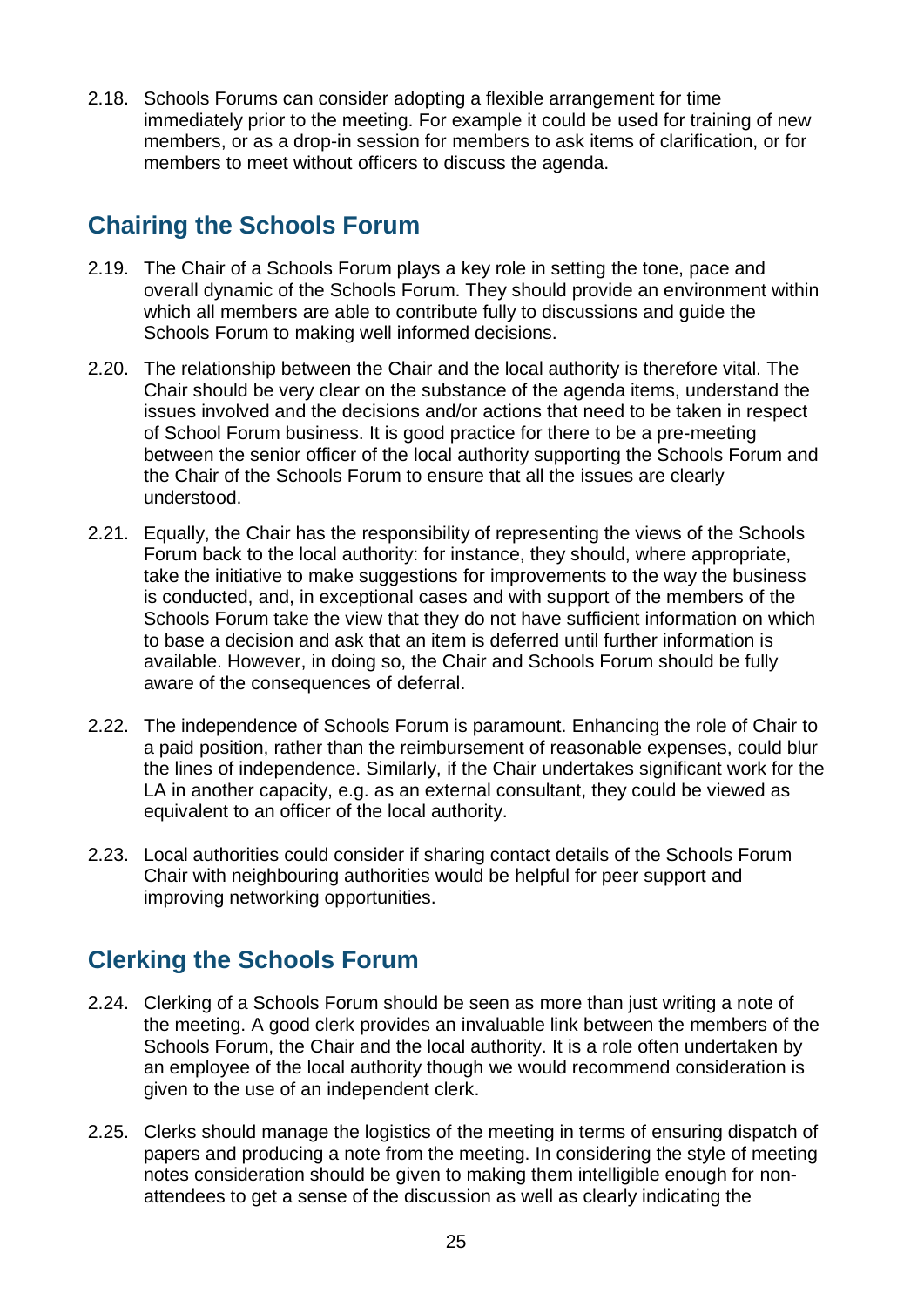2.18. Schools Forums can consider adopting a flexible arrangement for time immediately prior to the meeting. For example it could be used for training of new members, or as a drop-in session for members to ask items of clarification, or for members to meet without officers to discuss the agenda.

## Chairing the Schools Forum

2.19. The Chair of a Schools Forum plays a key role in setting the tone, pace and overall dynamic of the Schools Forum. They should provide an environment within which all members are able to contribute fully to discussions and guide the Schools Forum to making well informed decisions.

2.20. The relationship between the Chair and the local authority is therefore vital. The Chair should be very clear on the substance of the agenda items, understand the issues involved and the decisions and/or actions that need to be taken in respect of School Forum business. It is good practice for there to be a pre-meeting between the senior officer of the local authority supporting the Schools Forum and the Chair of the Schools Forum to ensure that all the issues are clearly understood.

2.21. Equally, the Chair has the responsibility of representing the views of the Schools Forum back to the local authority: for instance, they should, where appropriate, take the initiative to make suggestions for improvements to the way the business is conducted, and, in exceptional cases and with support of the members of the Schools Forum take the view that they do not have sufficient information on which to base a decision and ask that an item is deferred until further information is available. However, in doing so, the Chair and Schools Forum should be fully aware of the consequences of deferral.

2.22. The independence of Schools Forum is paramount. Enhancing the role of Chair to a paid position, rather than the reimbursement of reasonable expenses, could blur the lines of independence. Similarly, if the Chair undertakes significant work for the LA in another capacity, e.g. as an external consultant, they could be viewed as equivalent to an officer of the local authority.

2.23. Local authorities could consider if sharing contact details of the Schools Forum Chair with neighbouring authorities would be helpful for peer support and improving networking opportunities.

## Clerking the Schools Forum

2.24. Clerking of a Schools Forum should be seen as more than just writing a note of the meeting. A good clerk provides an invaluable link between the members of the Schools Forum, the Chair and the local authority. It is a role often undertaken by an employee of the local authority though we would recommend consideration is given to the use of an independent clerk.

2.25. Clerks should manage the logistics of the meeting in terms of ensuring dispatch of papers and producing a note from the meeting. In considering the style of meeting notes consideration should be given to making them intelligible enough for non-attendees to get a sense of the discussion as well as clearly indicating the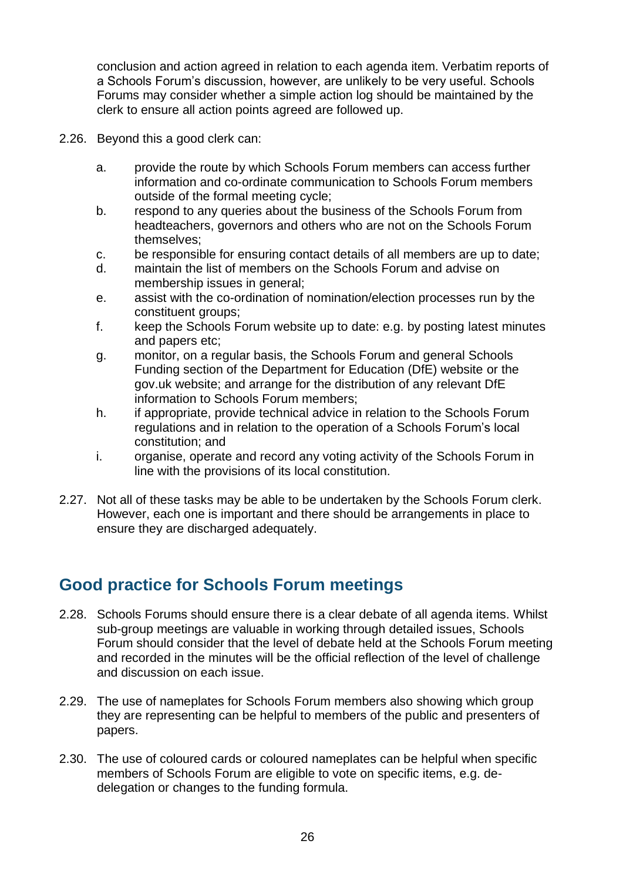conclusion and action agreed in relation to each agenda item. Verbatim reports of a Schools Forum's discussion, however, are unlikely to be very useful. Schools Forums may consider whether a simple action log should be maintained by the clerk to ensure all action points agreed are followed up.

2.26. Beyond this a good clerk can:

a. provide the route by which Schools Forum members can access further information and co-ordinate communication to Schools Forum members outside of the formal meeting cycle;
b. respond to any queries about the business of the Schools Forum from headteachers, governors and others who are not on the Schools Forum themselves;
c. be responsible for ensuring contact details of all members are up to date;
d. maintain the list of members on the Schools Forum and advise on membership issues in general;
e. assist with the co-ordination of nomination/election processes run by the constituent groups;
f. keep the Schools Forum website up to date: e.g. by posting latest minutes and papers etc;
g. monitor, on a regular basis, the Schools Forum and general Schools Funding section of the Department for Education (DfE) website or the gov.uk website; and arrange for the distribution of any relevant DfE information to Schools Forum members;
h. if appropriate, provide technical advice in relation to the Schools Forum regulations and in relation to the operation of a Schools Forum's local constitution; and
i. organise, operate and record any voting activity of the Schools Forum in line with the provisions of its local constitution.

2.27. Not all of these tasks may be able to be undertaken by the Schools Forum clerk. However, each one is important and there should be arrangements in place to ensure they are discharged adequately.

## Good practice for Schools Forum meetings

2.28. Schools Forums should ensure there is a clear debate of all agenda items. Whilst sub-group meetings are valuable in working through detailed issues, Schools Forum should consider that the level of debate held at the Schools Forum meeting and recorded in the minutes will be the official reflection of the level of challenge and discussion on each issue.

2.29. The use of nameplates for Schools Forum members also showing which group they are representing can be helpful to members of the public and presenters of papers.

2.30. The use of coloured cards or coloured nameplates can be helpful when specific members of Schools Forum are eligible to vote on specific items, e.g. de-delegation or changes to the funding formula.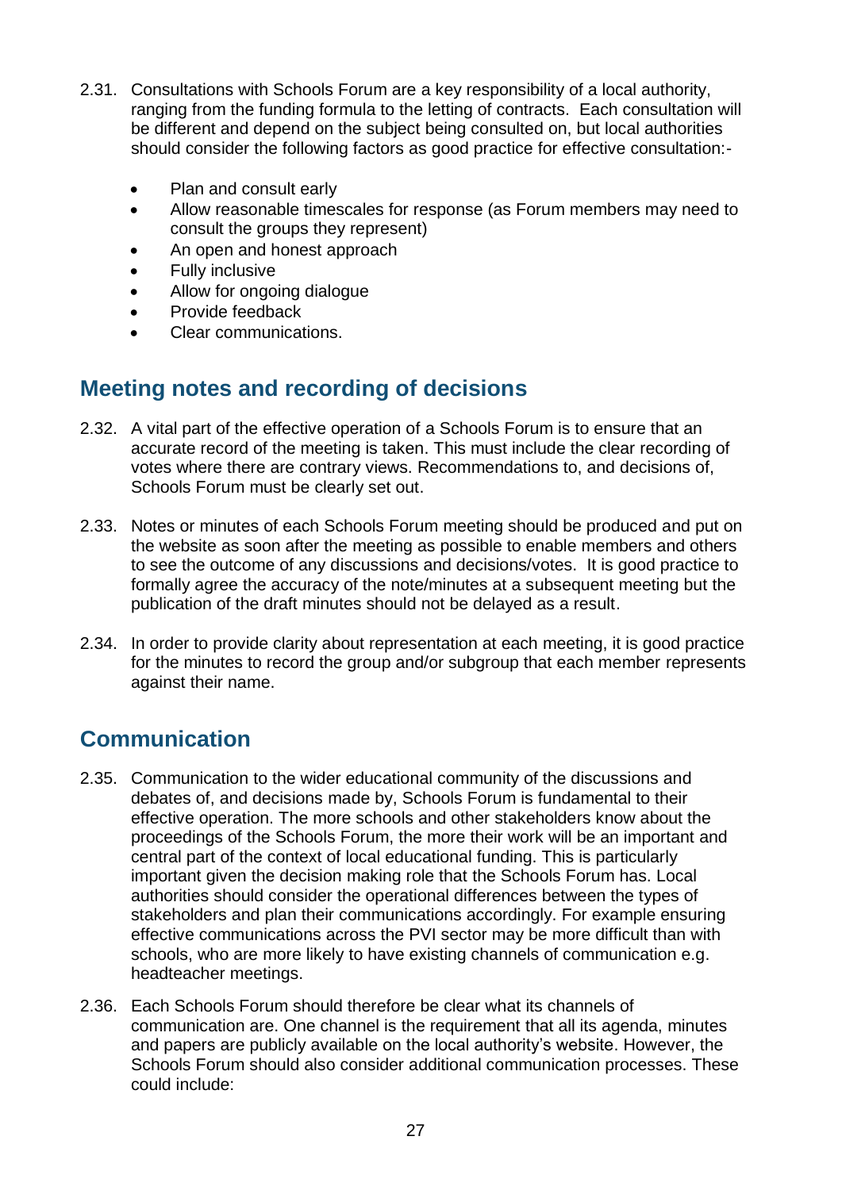2.31. Consultations with Schools Forum are a key responsibility of a local authority, ranging from the funding formula to the letting of contracts. Each consultation will be different and depend on the subject being consulted on, but local authorities should consider the following factors as good practice for effective consultation:-

- Plan and consult early
- Allow reasonable timescales for response (as Forum members may need to consult the groups they represent)
- An open and honest approach
- Fully inclusive
- Allow for ongoing dialogue
- Provide feedback
- Clear communications.

## Meeting notes and recording of decisions

2.32. A vital part of the effective operation of a Schools Forum is to ensure that an accurate record of the meeting is taken. This must include the clear recording of votes where there are contrary views. Recommendations to, and decisions of, Schools Forum must be clearly set out.

2.33. Notes or minutes of each Schools Forum meeting should be produced and put on the website as soon after the meeting as possible to enable members and others to see the outcome of any discussions and decisions/votes. It is good practice to formally agree the accuracy of the note/minutes at a subsequent meeting but the publication of the draft minutes should not be delayed as a result.

2.34. In order to provide clarity about representation at each meeting, it is good practice for the minutes to record the group and/or subgroup that each member represents against their name.

## Communication

2.35. Communication to the wider educational community of the discussions and debates of, and decisions made by, Schools Forum is fundamental to their effective operation. The more schools and other stakeholders know about the proceedings of the Schools Forum, the more their work will be an important and central part of the context of local educational funding. This is particularly important given the decision making role that the Schools Forum has. Local authorities should consider the operational differences between the types of stakeholders and plan their communications accordingly. For example ensuring effective communications across the PVI sector may be more difficult than with schools, who are more likely to have existing channels of communication e.g. headteacher meetings.

2.36. Each Schools Forum should therefore be clear what its channels of communication are. One channel is the requirement that all its agenda, minutes and papers are publicly available on the local authority's website. However, the Schools Forum should also consider additional communication processes. These could include: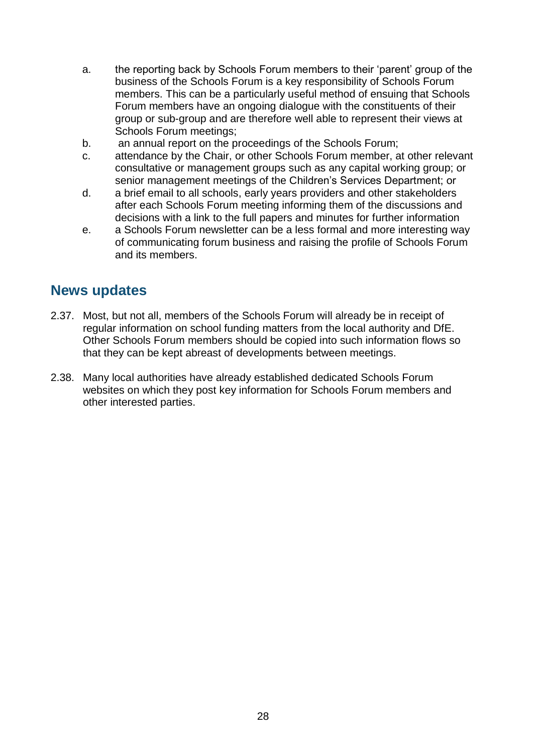a. the reporting back by Schools Forum members to their 'parent' group of the business of the Schools Forum is a key responsibility of Schools Forum members. This can be a particularly useful method of ensuing that Schools Forum members have an ongoing dialogue with the constituents of their group or sub-group and are therefore well able to represent their views at Schools Forum meetings;
b. an annual report on the proceedings of the Schools Forum;
c. attendance by the Chair, or other Schools Forum member, at other relevant consultative or management groups such as any capital working group; or senior management meetings of the Children's Services Department; or
d. a brief email to all schools, early years providers and other stakeholders after each Schools Forum meeting informing them of the discussions and decisions with a link to the full papers and minutes for further information
e. a Schools Forum newsletter can be a less formal and more interesting way of communicating forum business and raising the profile of Schools Forum and its members.

## News updates

2.37. Most, but not all, members of the Schools Forum will already be in receipt of regular information on school funding matters from the local authority and DfE. Other Schools Forum members should be copied into such information flows so that they can be kept abreast of developments between meetings.

2.38. Many local authorities have already established dedicated Schools Forum websites on which they post key information for Schools Forum members and other interested parties.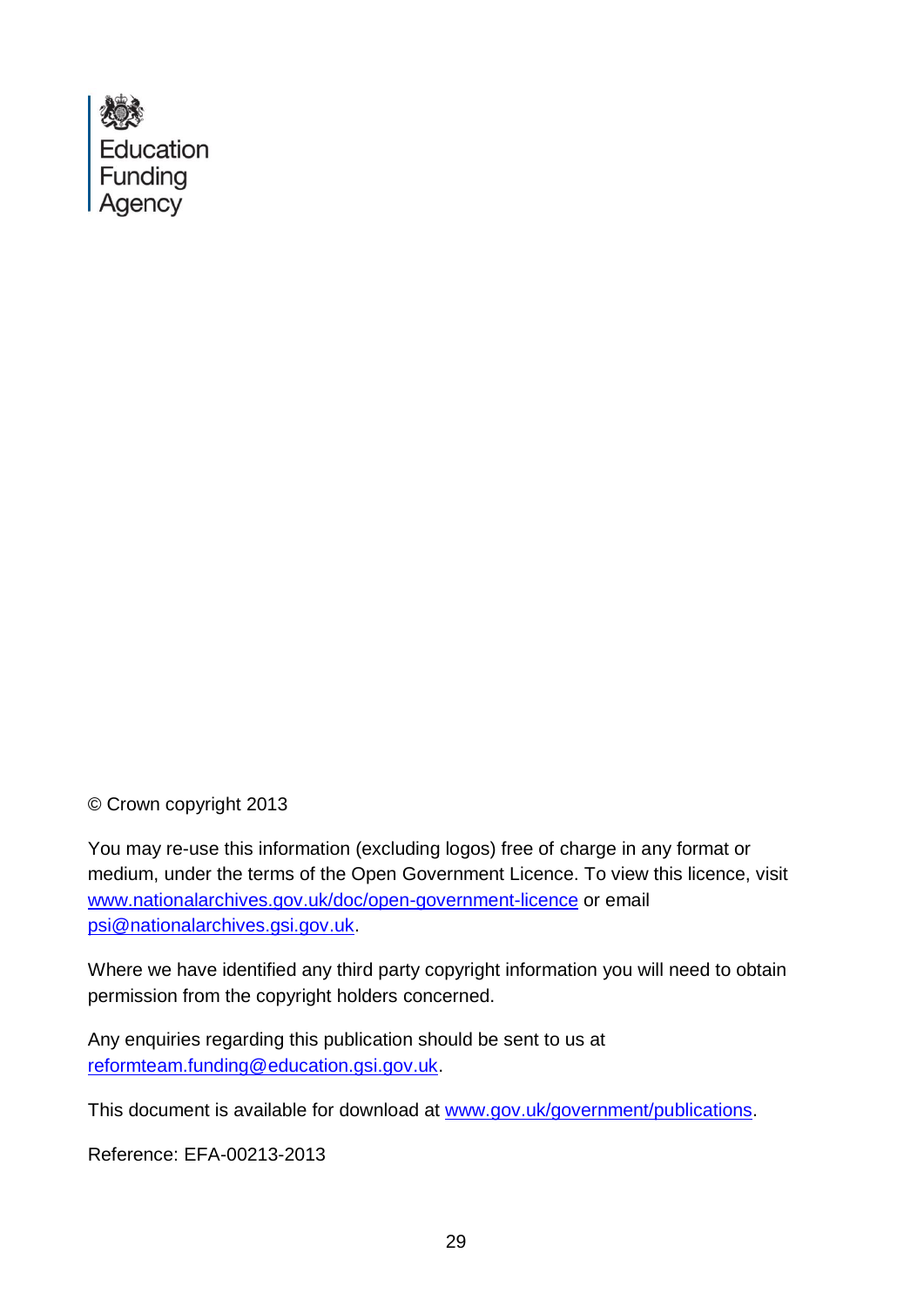Education
Funding
Agency

© Crown copyright 2013

You may re-use this information (excluding logos) free of charge in any format or medium, under the terms of the Open Government Licence. To view this licence, visit www.nationalarchives.gov.uk/doc/open-government-licence or email psi@nationalarchives.gsi.gov.uk.

Where we have identified any third party copyright information you will need to obtain permission from the copyright holders concerned.

Any enquiries regarding this publication should be sent to us at reformteam.funding@education.gsi.gov.uk.

This document is available for download at www.gov.uk/government/publications.

Reference: EFA-00213-2013